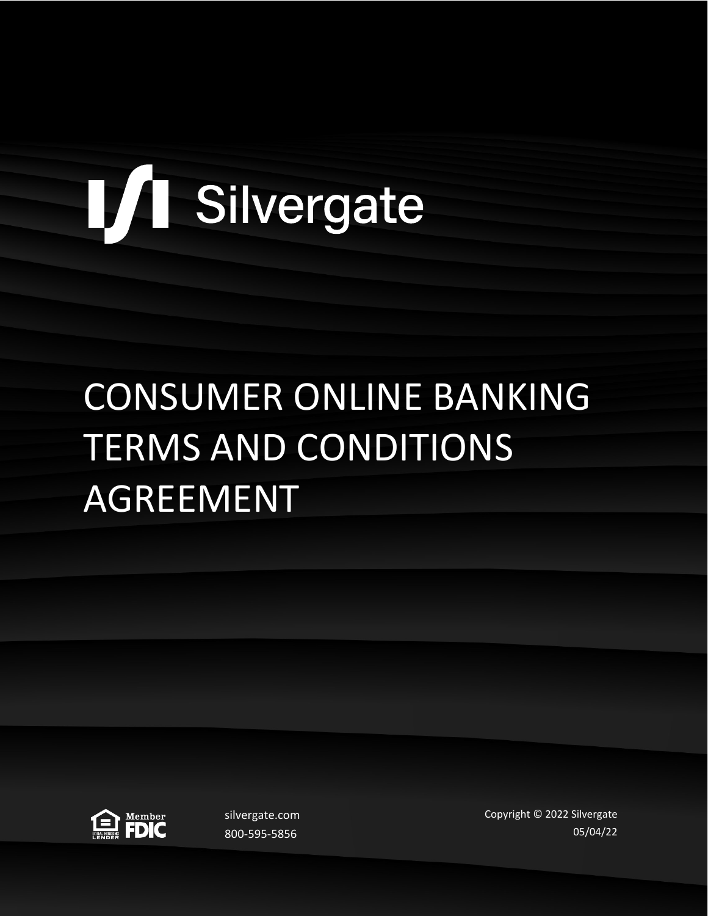Silvergate

# CONSUMER ONLINE BANKING TERMS AND CONDITIONS AGREEMENT

Member FDIC

EQUAL HOUSING LENDER

silvergate.com

800-595-5856

Copyright © 2022 Silvergate

05/04/22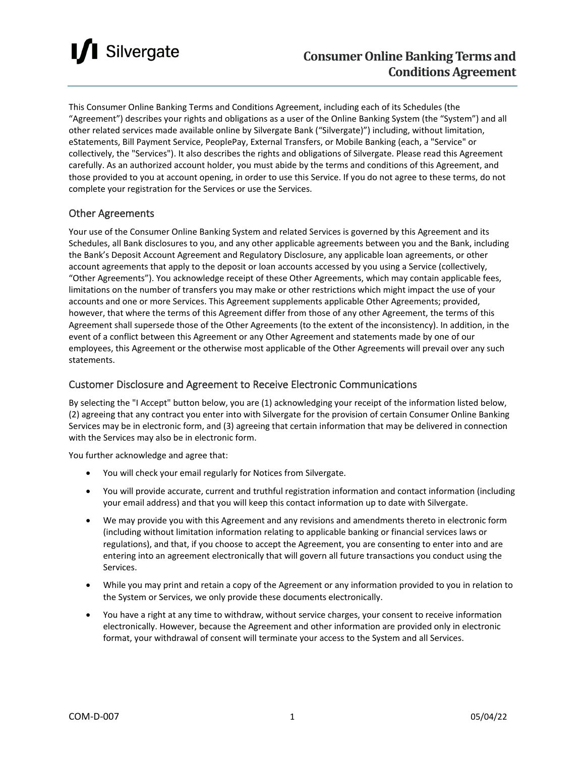# Consumer Online Banking Terms and Conditions Agreement

This Consumer Online Banking Terms and Conditions Agreement, including each of its Schedules (the "Agreement") describes your rights and obligations as a user of the Online Banking System (the "System") and all other related services made available online by Silvergate Bank ("Silvergate)") including, without limitation, eStatements, Bill Payment Service, PeoplePay, External Transfers, or Mobile Banking (each, a "Service" or collectively, the "Services"). It also describes the rights and obligations of Silvergate. Please read this Agreement carefully. As an authorized account holder, you must abide by the terms and conditions of this Agreement, and those provided to you at account opening, in order to use this Service. If you do not agree to these terms, do not complete your registration for the Services or use the Services.

## Other Agreements

Your use of the Consumer Online Banking System and related Services is governed by this Agreement and its Schedules, all Bank disclosures to you, and any other applicable agreements between you and the Bank, including the Bank's Deposit Account Agreement and Regulatory Disclosure, any applicable loan agreements, or other account agreements that apply to the deposit or loan accounts accessed by you using a Service (collectively, "Other Agreements"). You acknowledge receipt of these Other Agreements, which may contain applicable fees, limitations on the number of transfers you may make or other restrictions which might impact the use of your accounts and one or more Services. This Agreement supplements applicable Other Agreements; provided, however, that where the terms of this Agreement differ from those of any other Agreement, the terms of this Agreement shall supersede those of the Other Agreements (to the extent of the inconsistency). In addition, in the event of a conflict between this Agreement or any Other Agreement and statements made by one of our employees, this Agreement or the otherwise most applicable of the Other Agreements will prevail over any such statements.

## Customer Disclosure and Agreement to Receive Electronic Communications

By selecting the "I Accept" button below, you are (1) acknowledging your receipt of the information listed below, (2) agreeing that any contract you enter into with Silvergate for the provision of certain Consumer Online Banking Services may be in electronic form, and (3) agreeing that certain information that may be delivered in connection with the Services may also be in electronic form.

You further acknowledge and agree that:

- You will check your email regularly for Notices from Silvergate.
- You will provide accurate, current and truthful registration information and contact information (including your email address) and that you will keep this contact information up to date with Silvergate.
- We may provide you with this Agreement and any revisions and amendments thereto in electronic form (including without limitation information relating to applicable banking or financial services laws or regulations), and that, if you choose to accept the Agreement, you are consenting to enter into and are entering into an agreement electronically that will govern all future transactions you conduct using the Services.
- While you may print and retain a copy of the Agreement or any information provided to you in relation to the System or Services, we only provide these documents electronically.
- You have a right at any time to withdraw, without service charges, your consent to receive information electronically. However, because the Agreement and other information are provided only in electronic format, your withdrawal of consent will terminate your access to the System and all Services.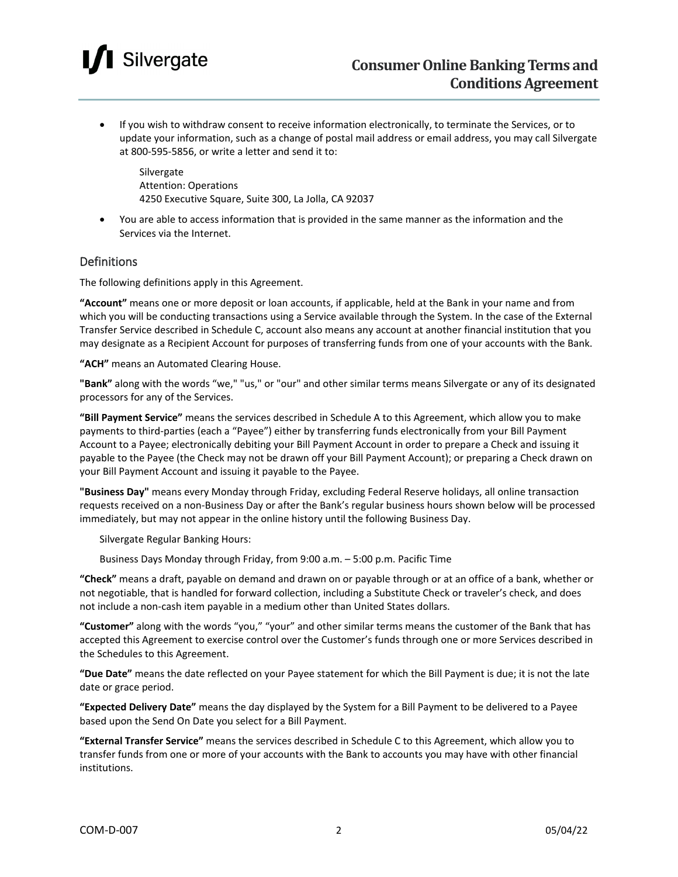- If you wish to withdraw consent to receive information electronically, to terminate the Services, or to update your information, such as a change of postal mail address or email address, you may call Silvergate at 800-595-5856, or write a letter and send it to:

  Silvergate
  Attention: Operations
  4250 Executive Square, Suite 300, La Jolla, CA 92037

- You are able to access information that is provided in the same manner as the information and the Services via the Internet.

## Definitions

The following definitions apply in this Agreement.

**"Account"** means one or more deposit or loan accounts, if applicable, held at the Bank in your name and from which you will be conducting transactions using a Service available through the System. In the case of the External Transfer Service described in Schedule C, account also means any account at another financial institution that you may designate as a Recipient Account for purposes of transferring funds from one of your accounts with the Bank.

**"ACH"** means an Automated Clearing House.

**"Bank"** along with the words "we," "us," or "our" and other similar terms means Silvergate or any of its designated processors for any of the Services.

**"Bill Payment Service"** means the services described in Schedule A to this Agreement, which allow you to make payments to third-parties (each a "Payee") either by transferring funds electronically from your Bill Payment Account to a Payee; electronically debiting your Bill Payment Account in order to prepare a Check and issuing it payable to the Payee (the Check may not be drawn off your Bill Payment Account); or preparing a Check drawn on your Bill Payment Account and issuing it payable to the Payee.

**"Business Day"** means every Monday through Friday, excluding Federal Reserve holidays, all online transaction requests received on a non-Business Day or after the Bank's regular business hours shown below will be processed immediately, but may not appear in the online history until the following Business Day.

Silvergate Regular Banking Hours:

Business Days Monday through Friday, from 9:00 a.m. – 5:00 p.m. Pacific Time

**"Check"** means a draft, payable on demand and drawn on or payable through or at an office of a bank, whether or not negotiable, that is handled for forward collection, including a Substitute Check or traveler's check, and does not include a non-cash item payable in a medium other than United States dollars.

**"Customer"** along with the words "you," "your" and other similar terms means the customer of the Bank that has accepted this Agreement to exercise control over the Customer's funds through one or more Services described in the Schedules to this Agreement.

**"Due Date"** means the date reflected on your Payee statement for which the Bill Payment is due; it is not the late date or grace period.

**"Expected Delivery Date"** means the day displayed by the System for a Bill Payment to be delivered to a Payee based upon the Send On Date you select for a Bill Payment.

**"External Transfer Service"** means the services described in Schedule C to this Agreement, which allow you to transfer funds from one or more of your accounts with the Bank to accounts you may have with other financial institutions.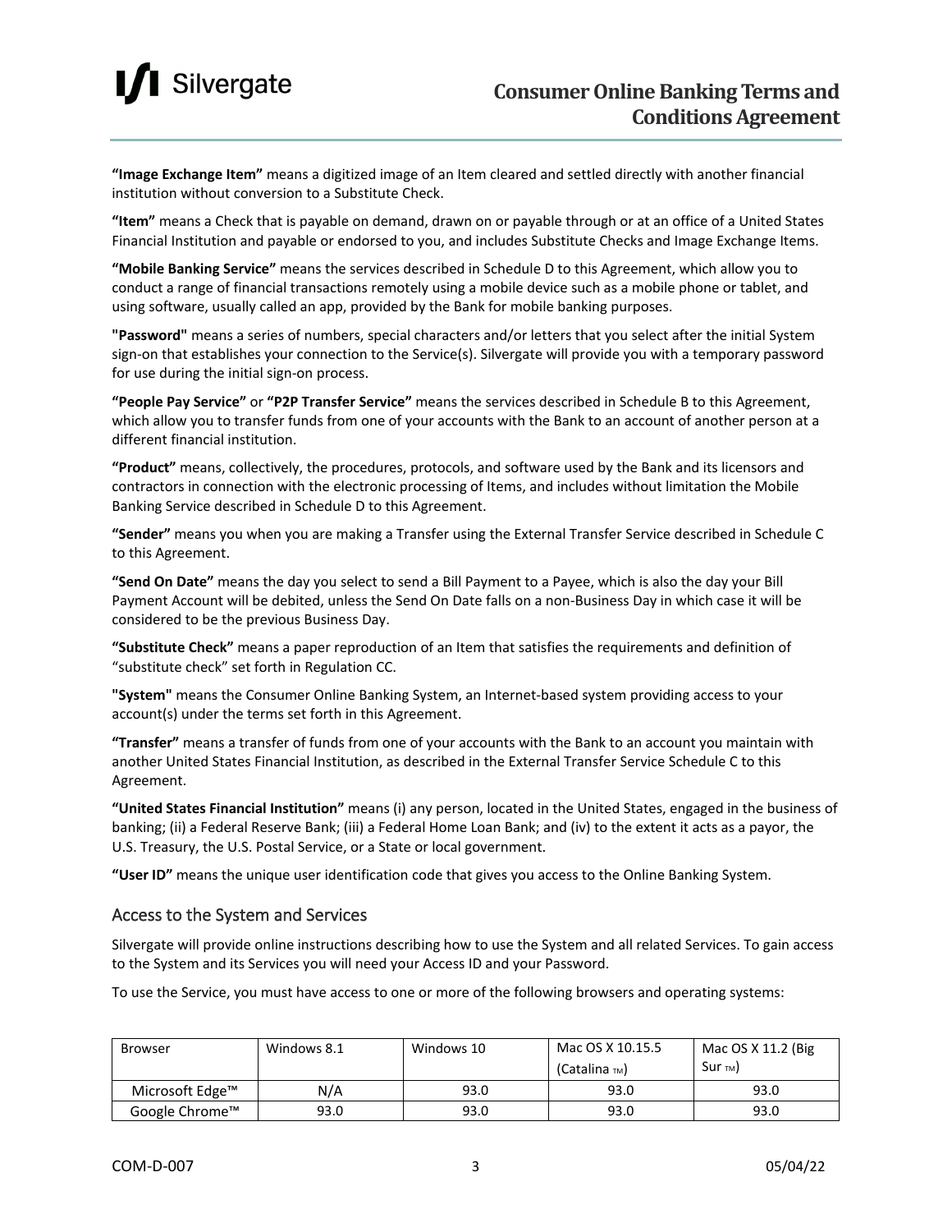**"Image Exchange Item"** means a digitized image of an Item cleared and settled directly with another financial institution without conversion to a Substitute Check.

**"Item"** means a Check that is payable on demand, drawn on or payable through or at an office of a United States Financial Institution and payable or endorsed to you, and includes Substitute Checks and Image Exchange Items.

**"Mobile Banking Service"** means the services described in Schedule D to this Agreement, which allow you to conduct a range of financial transactions remotely using a mobile device such as a mobile phone or tablet, and using software, usually called an app, provided by the Bank for mobile banking purposes.

**"Password"** means a series of numbers, special characters and/or letters that you select after the initial System sign-on that establishes your connection to the Service(s). Silvergate will provide you with a temporary password for use during the initial sign-on process.

**"People Pay Service"** or **"P2P Transfer Service"** means the services described in Schedule B to this Agreement, which allow you to transfer funds from one of your accounts with the Bank to an account of another person at a different financial institution.

**"Product"** means, collectively, the procedures, protocols, and software used by the Bank and its licensors and contractors in connection with the electronic processing of Items, and includes without limitation the Mobile Banking Service described in Schedule D to this Agreement.

**"Sender"** means you when you are making a Transfer using the External Transfer Service described in Schedule C to this Agreement.

**"Send On Date"** means the day you select to send a Bill Payment to a Payee, which is also the day your Bill Payment Account will be debited, unless the Send On Date falls on a non-Business Day in which case it will be considered to be the previous Business Day.

**"Substitute Check"** means a paper reproduction of an Item that satisfies the requirements and definition of "substitute check" set forth in Regulation CC.

**"System"** means the Consumer Online Banking System, an Internet-based system providing access to your account(s) under the terms set forth in this Agreement.

**"Transfer"** means a transfer of funds from one of your accounts with the Bank to an account you maintain with another United States Financial Institution, as described in the External Transfer Service Schedule C to this Agreement.

**"United States Financial Institution"** means (i) any person, located in the United States, engaged in the business of banking; (ii) a Federal Reserve Bank; (iii) a Federal Home Loan Bank; and (iv) to the extent it acts as a payor, the U.S. Treasury, the U.S. Postal Service, or a State or local government.

**"User ID"** means the unique user identification code that gives you access to the Online Banking System.

## Access to the System and Services

Silvergate will provide online instructions describing how to use the System and all related Services. To gain access to the System and its Services you will need your Access ID and your Password.

To use the Service, you must have access to one or more of the following browsers and operating systems:

| Browser | Windows 8.1 | Windows 10 | Mac OS X 10.15.5 (Catalina ™) | Mac OS X 11.2 (Big Sur ™) |
|---|---|---|---|---|
| Microsoft Edge™ | N/A | 93.0 | 93.0 | 93.0 |
| Google Chrome™ | 93.0 | 93.0 | 93.0 | 93.0 |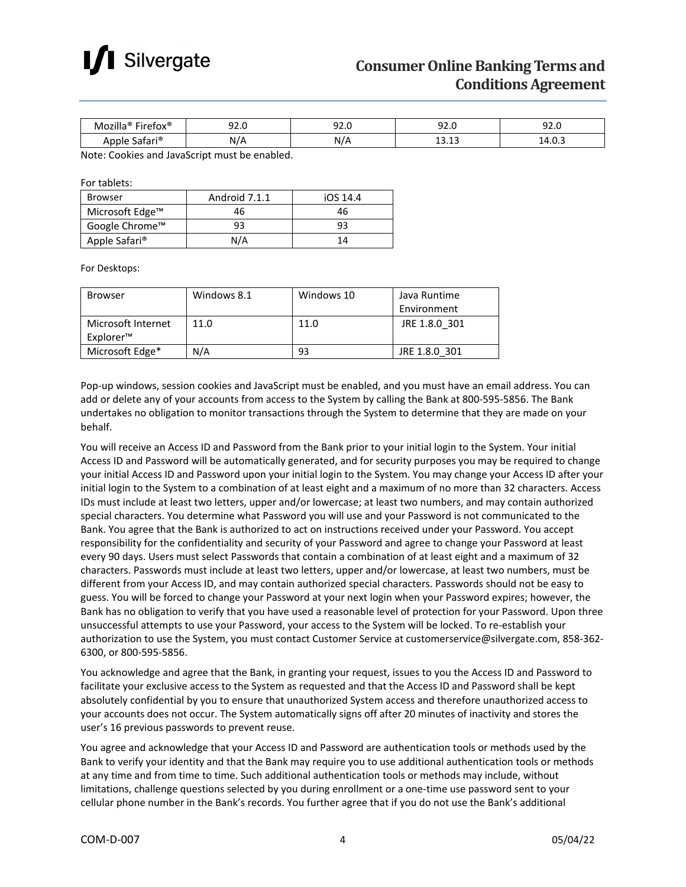| Mozilla® Firefox® | 92.0 | 92.0 | 92.0 | 92.0 |
|---|---|---|---|---|
| Apple Safari® | N/A | N/A | 13.13 | 14.0.3 |

Note: Cookies and JavaScript must be enabled.

For tablets:

| Browser | Android 7.1.1 | iOS 14.4 |
|---|---|---|
| Microsoft Edge™ | 46 | 46 |
| Google Chrome™ | 93 | 93 |
| Apple Safari® | N/A | 14 |

For Desktops:

| Browser | Windows 8.1 | Windows 10 | Java Runtime Environment |
|---|---|---|---|
| Microsoft Internet Explorer™ | 11.0 | 11.0 | JRE 1.8.0_301 |
| Microsoft Edge* | N/A | 93 | JRE 1.8.0_301 |

Pop-up windows, session cookies and JavaScript must be enabled, and you must have an email address. You can add or delete any of your accounts from access to the System by calling the Bank at 800-595-5856. The Bank undertakes no obligation to monitor transactions through the System to determine that they are made on your behalf.

You will receive an Access ID and Password from the Bank prior to your initial login to the System. Your initial Access ID and Password will be automatically generated, and for security purposes you may be required to change your initial Access ID and Password upon your initial login to the System. You may change your Access ID after your initial login to the System to a combination of at least eight and a maximum of no more than 32 characters. Access IDs must include at least two letters, upper and/or lowercase; at least two numbers, and may contain authorized special characters. You determine what Password you will use and your Password is not communicated to the Bank. You agree that the Bank is authorized to act on instructions received under your Password. You accept responsibility for the confidentiality and security of your Password and agree to change your Password at least every 90 days. Users must select Passwords that contain a combination of at least eight and a maximum of 32 characters. Passwords must include at least two letters, upper and/or lowercase, at least two numbers, must be different from your Access ID, and may contain authorized special characters. Passwords should not be easy to guess. You will be forced to change your Password at your next login when your Password expires; however, the Bank has no obligation to verify that you have used a reasonable level of protection for your Password. Upon three unsuccessful attempts to use your Password, your access to the System will be locked. To re-establish your authorization to use the System, you must contact Customer Service at customerservice@silvergate.com, 858-362-6300, or 800-595-5856.

You acknowledge and agree that the Bank, in granting your request, issues to you the Access ID and Password to facilitate your exclusive access to the System as requested and that the Access ID and Password shall be kept absolutely confidential by you to ensure that unauthorized System access and therefore unauthorized access to your accounts does not occur. The System automatically signs off after 20 minutes of inactivity and stores the user's 16 previous passwords to prevent reuse.

You agree and acknowledge that your Access ID and Password are authentication tools or methods used by the Bank to verify your identity and that the Bank may require you to use additional authentication tools or methods at any time and from time to time. Such additional authentication tools or methods may include, without limitations, challenge questions selected by you during enrollment or a one-time use password sent to your cellular phone number in the Bank's records. You further agree that if you do not use the Bank's additional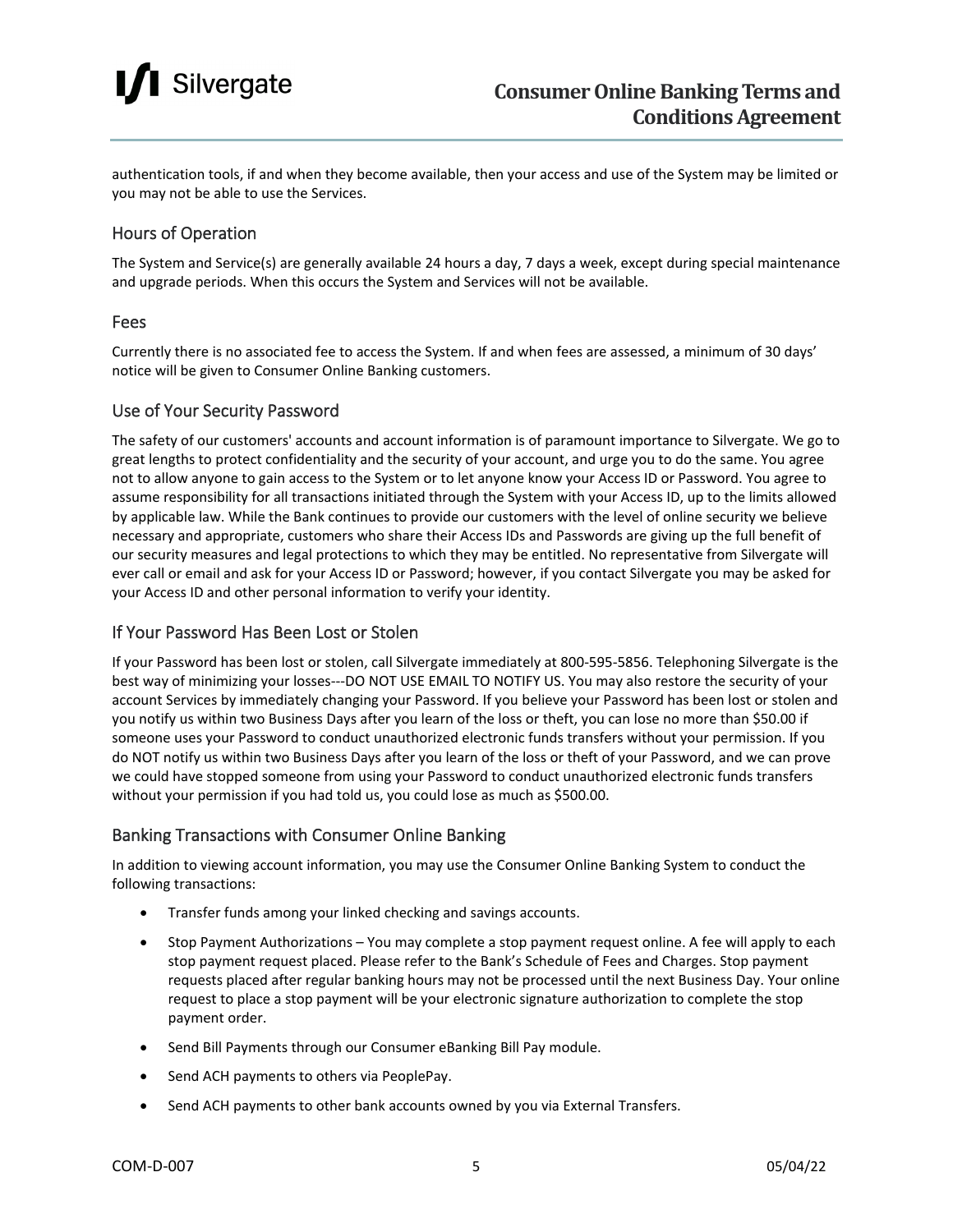authentication tools, if and when they become available, then your access and use of the System may be limited or you may not be able to use the Services.

## Hours of Operation

The System and Service(s) are generally available 24 hours a day, 7 days a week, except during special maintenance and upgrade periods. When this occurs the System and Services will not be available.

## Fees

Currently there is no associated fee to access the System. If and when fees are assessed, a minimum of 30 days' notice will be given to Consumer Online Banking customers.

## Use of Your Security Password

The safety of our customers' accounts and account information is of paramount importance to Silvergate. We go to great lengths to protect confidentiality and the security of your account, and urge you to do the same. You agree not to allow anyone to gain access to the System or to let anyone know your Access ID or Password. You agree to assume responsibility for all transactions initiated through the System with your Access ID, up to the limits allowed by applicable law. While the Bank continues to provide our customers with the level of online security we believe necessary and appropriate, customers who share their Access IDs and Passwords are giving up the full benefit of our security measures and legal protections to which they may be entitled. No representative from Silvergate will ever call or email and ask for your Access ID or Password; however, if you contact Silvergate you may be asked for your Access ID and other personal information to verify your identity.

## If Your Password Has Been Lost or Stolen

If your Password has been lost or stolen, call Silvergate immediately at 800-595-5856. Telephoning Silvergate is the best way of minimizing your losses---DO NOT USE EMAIL TO NOTIFY US. You may also restore the security of your account Services by immediately changing your Password. If you believe your Password has been lost or stolen and you notify us within two Business Days after you learn of the loss or theft, you can lose no more than $50.00 if someone uses your Password to conduct unauthorized electronic funds transfers without your permission. If you do NOT notify us within two Business Days after you learn of the loss or theft of your Password, and we can prove we could have stopped someone from using your Password to conduct unauthorized electronic funds transfers without your permission if you had told us, you could lose as much as $500.00.

## Banking Transactions with Consumer Online Banking

In addition to viewing account information, you may use the Consumer Online Banking System to conduct the following transactions:

- Transfer funds among your linked checking and savings accounts.
- Stop Payment Authorizations – You may complete a stop payment request online. A fee will apply to each stop payment request placed. Please refer to the Bank's Schedule of Fees and Charges. Stop payment requests placed after regular banking hours may not be processed until the next Business Day. Your online request to place a stop payment will be your electronic signature authorization to complete the stop payment order.
- Send Bill Payments through our Consumer eBanking Bill Pay module.
- Send ACH payments to others via PeoplePay.
- Send ACH payments to other bank accounts owned by you via External Transfers.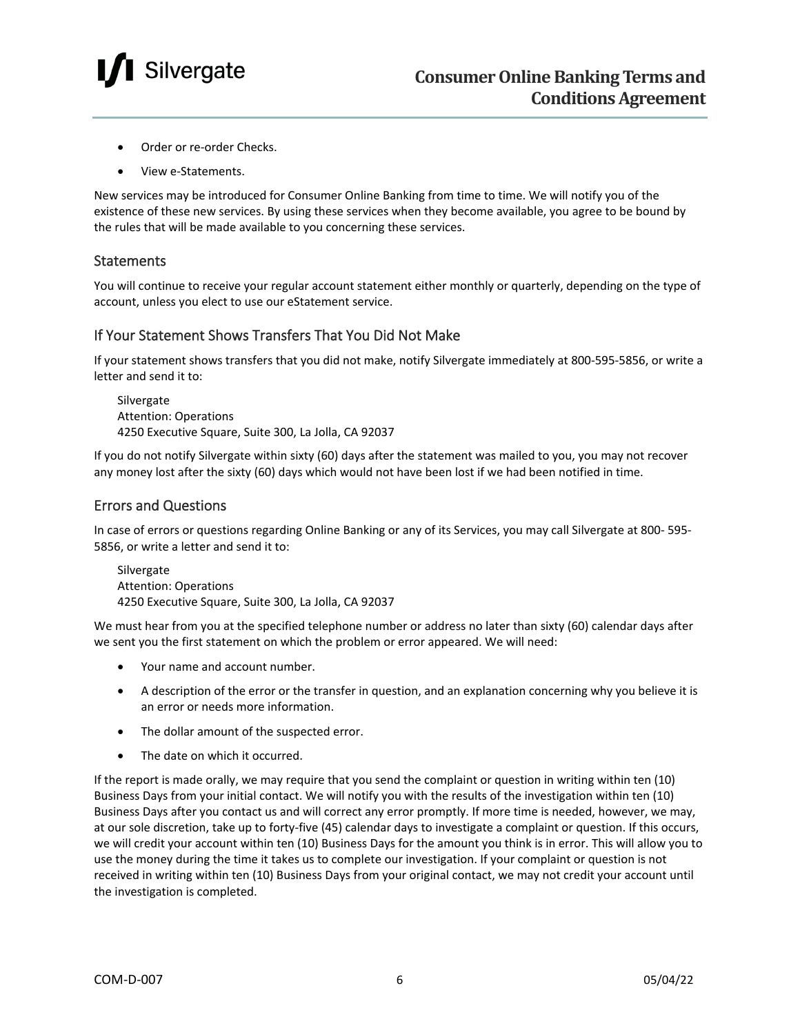- Order or re-order Checks.
- View e-Statements.

New services may be introduced for Consumer Online Banking from time to time. We will notify you of the existence of these new services. By using these services when they become available, you agree to be bound by the rules that will be made available to you concerning these services.

## Statements

You will continue to receive your regular account statement either monthly or quarterly, depending on the type of account, unless you elect to use our eStatement service.

## If Your Statement Shows Transfers That You Did Not Make

If your statement shows transfers that you did not make, notify Silvergate immediately at 800-595-5856, or write a letter and send it to:

> Silvergate
> Attention: Operations
> 4250 Executive Square, Suite 300, La Jolla, CA 92037

If you do not notify Silvergate within sixty (60) days after the statement was mailed to you, you may not recover any money lost after the sixty (60) days which would not have been lost if we had been notified in time.

## Errors and Questions

In case of errors or questions regarding Online Banking or any of its Services, you may call Silvergate at 800- 595-5856, or write a letter and send it to:

> Silvergate
> Attention: Operations
> 4250 Executive Square, Suite 300, La Jolla, CA 92037

We must hear from you at the specified telephone number or address no later than sixty (60) calendar days after we sent you the first statement on which the problem or error appeared. We will need:

- Your name and account number.
- A description of the error or the transfer in question, and an explanation concerning why you believe it is an error or needs more information.
- The dollar amount of the suspected error.
- The date on which it occurred.

If the report is made orally, we may require that you send the complaint or question in writing within ten (10) Business Days from your initial contact. We will notify you with the results of the investigation within ten (10) Business Days after you contact us and will correct any error promptly. If more time is needed, however, we may, at our sole discretion, take up to forty-five (45) calendar days to investigate a complaint or question. If this occurs, we will credit your account within ten (10) Business Days for the amount you think is in error. This will allow you to use the money during the time it takes us to complete our investigation. If your complaint or question is not received in writing within ten (10) Business Days from your original contact, we may not credit your account until the investigation is completed.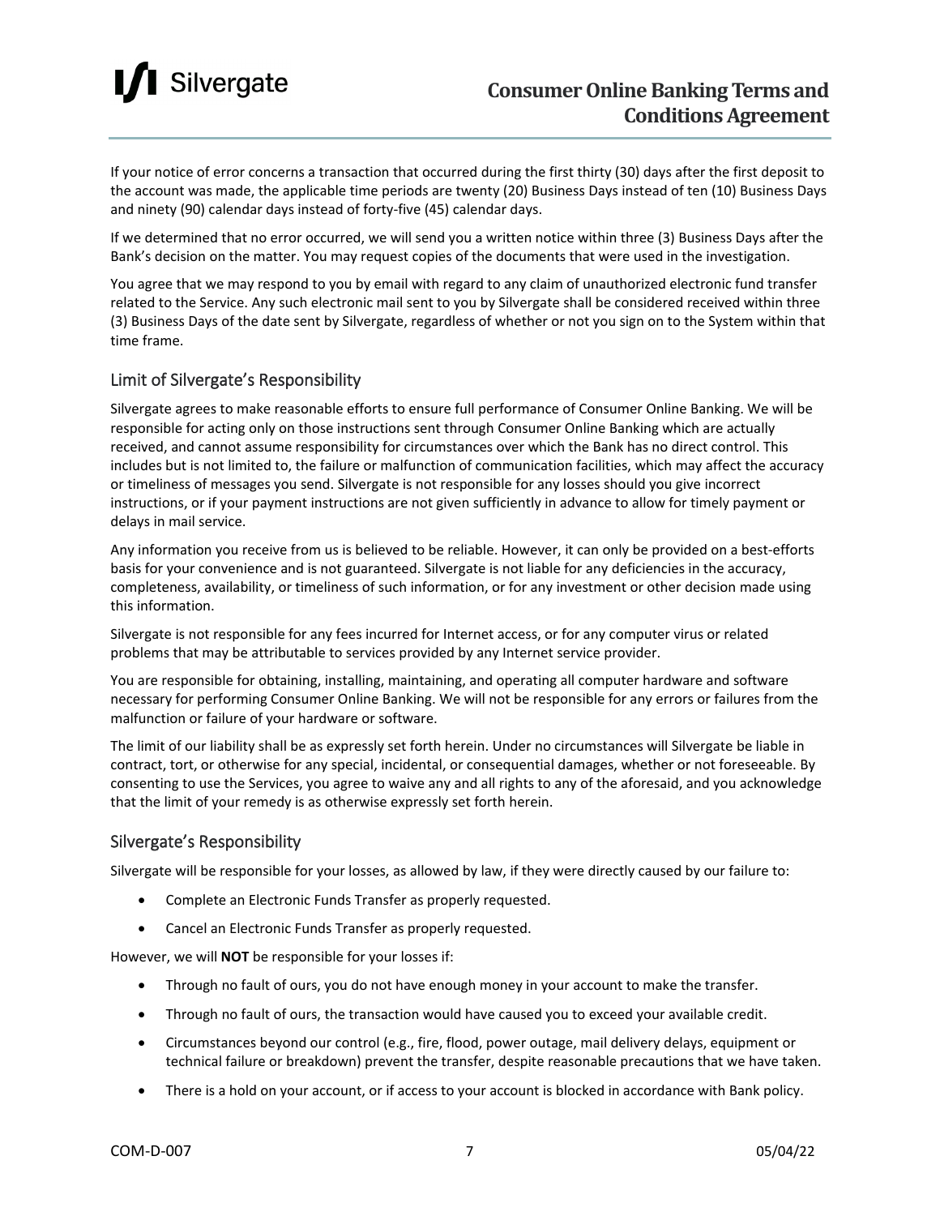If your notice of error concerns a transaction that occurred during the first thirty (30) days after the first deposit to the account was made, the applicable time periods are twenty (20) Business Days instead of ten (10) Business Days and ninety (90) calendar days instead of forty-five (45) calendar days.

If we determined that no error occurred, we will send you a written notice within three (3) Business Days after the Bank's decision on the matter. You may request copies of the documents that were used in the investigation.

You agree that we may respond to you by email with regard to any claim of unauthorized electronic fund transfer related to the Service. Any such electronic mail sent to you by Silvergate shall be considered received within three (3) Business Days of the date sent by Silvergate, regardless of whether or not you sign on to the System within that time frame.

## Limit of Silvergate's Responsibility

Silvergate agrees to make reasonable efforts to ensure full performance of Consumer Online Banking. We will be responsible for acting only on those instructions sent through Consumer Online Banking which are actually received, and cannot assume responsibility for circumstances over which the Bank has no direct control. This includes but is not limited to, the failure or malfunction of communication facilities, which may affect the accuracy or timeliness of messages you send. Silvergate is not responsible for any losses should you give incorrect instructions, or if your payment instructions are not given sufficiently in advance to allow for timely payment or delays in mail service.

Any information you receive from us is believed to be reliable. However, it can only be provided on a best-efforts basis for your convenience and is not guaranteed. Silvergate is not liable for any deficiencies in the accuracy, completeness, availability, or timeliness of such information, or for any investment or other decision made using this information.

Silvergate is not responsible for any fees incurred for Internet access, or for any computer virus or related problems that may be attributable to services provided by any Internet service provider.

You are responsible for obtaining, installing, maintaining, and operating all computer hardware and software necessary for performing Consumer Online Banking. We will not be responsible for any errors or failures from the malfunction or failure of your hardware or software.

The limit of our liability shall be as expressly set forth herein. Under no circumstances will Silvergate be liable in contract, tort, or otherwise for any special, incidental, or consequential damages, whether or not foreseeable. By consenting to use the Services, you agree to waive any and all rights to any of the aforesaid, and you acknowledge that the limit of your remedy is as otherwise expressly set forth herein.

## Silvergate's Responsibility

Silvergate will be responsible for your losses, as allowed by law, if they were directly caused by our failure to:

- Complete an Electronic Funds Transfer as properly requested.
- Cancel an Electronic Funds Transfer as properly requested.

However, we will **NOT** be responsible for your losses if:

- Through no fault of ours, you do not have enough money in your account to make the transfer.
- Through no fault of ours, the transaction would have caused you to exceed your available credit.
- Circumstances beyond our control (e.g., fire, flood, power outage, mail delivery delays, equipment or technical failure or breakdown) prevent the transfer, despite reasonable precautions that we have taken.
- There is a hold on your account, or if access to your account is blocked in accordance with Bank policy.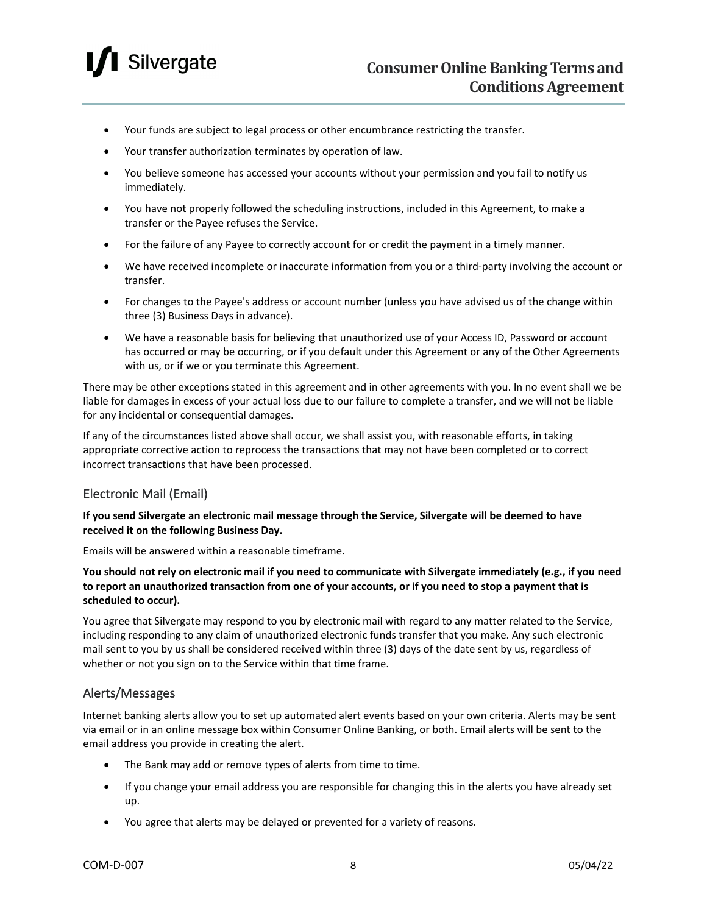- Your funds are subject to legal process or other encumbrance restricting the transfer.
- Your transfer authorization terminates by operation of law.
- You believe someone has accessed your accounts without your permission and you fail to notify us immediately.
- You have not properly followed the scheduling instructions, included in this Agreement, to make a transfer or the Payee refuses the Service.
- For the failure of any Payee to correctly account for or credit the payment in a timely manner.
- We have received incomplete or inaccurate information from you or a third-party involving the account or transfer.
- For changes to the Payee's address or account number (unless you have advised us of the change within three (3) Business Days in advance).
- We have a reasonable basis for believing that unauthorized use of your Access ID, Password or account has occurred or may be occurring, or if you default under this Agreement or any of the Other Agreements with us, or if we or you terminate this Agreement.

There may be other exceptions stated in this agreement and in other agreements with you. In no event shall we be liable for damages in excess of your actual loss due to our failure to complete a transfer, and we will not be liable for any incidental or consequential damages.

If any of the circumstances listed above shall occur, we shall assist you, with reasonable efforts, in taking appropriate corrective action to reprocess the transactions that may not have been completed or to correct incorrect transactions that have been processed.

## Electronic Mail (Email)

**If you send Silvergate an electronic mail message through the Service, Silvergate will be deemed to have received it on the following Business Day.**

Emails will be answered within a reasonable timeframe.

**You should not rely on electronic mail if you need to communicate with Silvergate immediately (e.g., if you need to report an unauthorized transaction from one of your accounts, or if you need to stop a payment that is scheduled to occur).**

You agree that Silvergate may respond to you by electronic mail with regard to any matter related to the Service, including responding to any claim of unauthorized electronic funds transfer that you make. Any such electronic mail sent to you by us shall be considered received within three (3) days of the date sent by us, regardless of whether or not you sign on to the Service within that time frame.

## Alerts/Messages

Internet banking alerts allow you to set up automated alert events based on your own criteria. Alerts may be sent via email or in an online message box within Consumer Online Banking, or both. Email alerts will be sent to the email address you provide in creating the alert.

- The Bank may add or remove types of alerts from time to time.
- If you change your email address you are responsible for changing this in the alerts you have already set up.
- You agree that alerts may be delayed or prevented for a variety of reasons.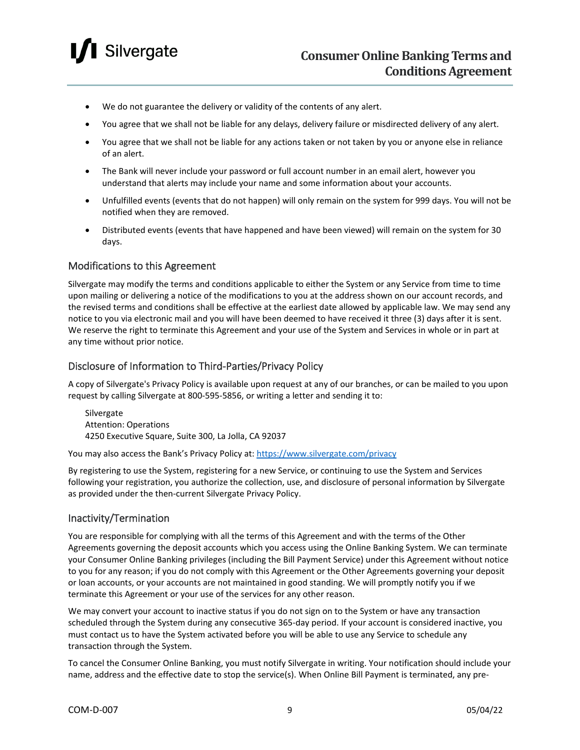- We do not guarantee the delivery or validity of the contents of any alert.
- You agree that we shall not be liable for any delays, delivery failure or misdirected delivery of any alert.
- You agree that we shall not be liable for any actions taken or not taken by you or anyone else in reliance of an alert.
- The Bank will never include your password or full account number in an email alert, however you understand that alerts may include your name and some information about your accounts.
- Unfulfilled events (events that do not happen) will only remain on the system for 999 days. You will not be notified when they are removed.
- Distributed events (events that have happened and have been viewed) will remain on the system for 30 days.

## Modifications to this Agreement

Silvergate may modify the terms and conditions applicable to either the System or any Service from time to time upon mailing or delivering a notice of the modifications to you at the address shown on our account records, and the revised terms and conditions shall be effective at the earliest date allowed by applicable law. We may send any notice to you via electronic mail and you will have been deemed to have received it three (3) days after it is sent. We reserve the right to terminate this Agreement and your use of the System and Services in whole or in part at any time without prior notice.

## Disclosure of Information to Third-Parties/Privacy Policy

A copy of Silvergate's Privacy Policy is available upon request at any of our branches, or can be mailed to you upon request by calling Silvergate at 800-595-5856, or writing a letter and sending it to:

Silvergate
Attention: Operations
4250 Executive Square, Suite 300, La Jolla, CA 92037

You may also access the Bank's Privacy Policy at: [https://www.silvergate.com/privacy](https://www.silvergate.com/privacy)

By registering to use the System, registering for a new Service, or continuing to use the System and Services following your registration, you authorize the collection, use, and disclosure of personal information by Silvergate as provided under the then-current Silvergate Privacy Policy.

## Inactivity/Termination

You are responsible for complying with all the terms of this Agreement and with the terms of the Other Agreements governing the deposit accounts which you access using the Online Banking System. We can terminate your Consumer Online Banking privileges (including the Bill Payment Service) under this Agreement without notice to you for any reason; if you do not comply with this Agreement or the Other Agreements governing your deposit or loan accounts, or your accounts are not maintained in good standing. We will promptly notify you if we terminate this Agreement or your use of the services for any other reason.

We may convert your account to inactive status if you do not sign on to the System or have any transaction scheduled through the System during any consecutive 365-day period. If your account is considered inactive, you must contact us to have the System activated before you will be able to use any Service to schedule any transaction through the System.

To cancel the Consumer Online Banking, you must notify Silvergate in writing. Your notification should include your name, address and the effective date to stop the service(s). When Online Bill Payment is terminated, any pre-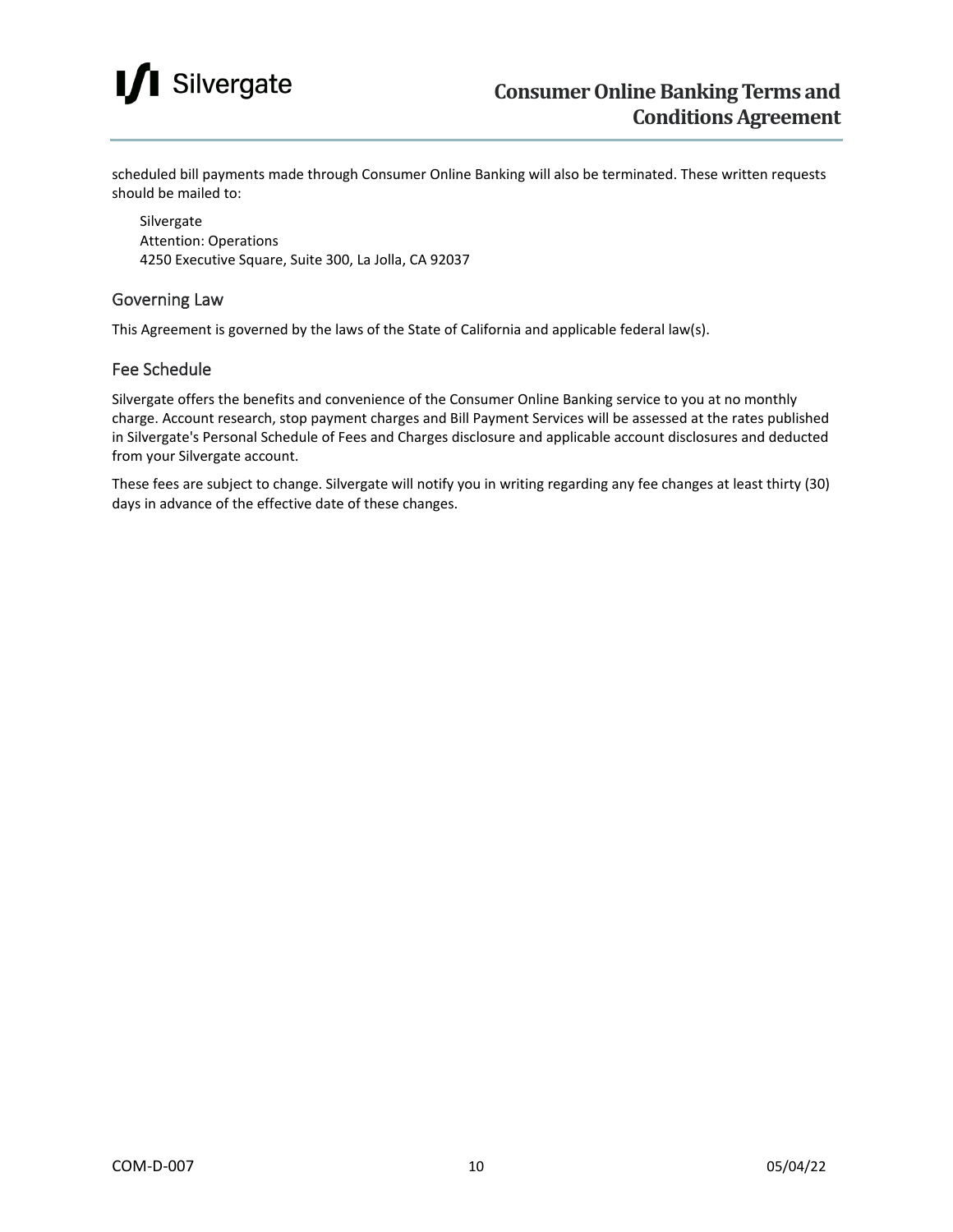scheduled bill payments made through Consumer Online Banking will also be terminated. These written requests should be mailed to:

Silvergate  
Attention: Operations  
4250 Executive Square, Suite 300, La Jolla, CA 92037

## Governing Law

This Agreement is governed by the laws of the State of California and applicable federal law(s).

## Fee Schedule

Silvergate offers the benefits and convenience of the Consumer Online Banking service to you at no monthly charge. Account research, stop payment charges and Bill Payment Services will be assessed at the rates published in Silvergate's Personal Schedule of Fees and Charges disclosure and applicable account disclosures and deducted from your Silvergate account.

These fees are subject to change. Silvergate will notify you in writing regarding any fee changes at least thirty (30) days in advance of the effective date of these changes.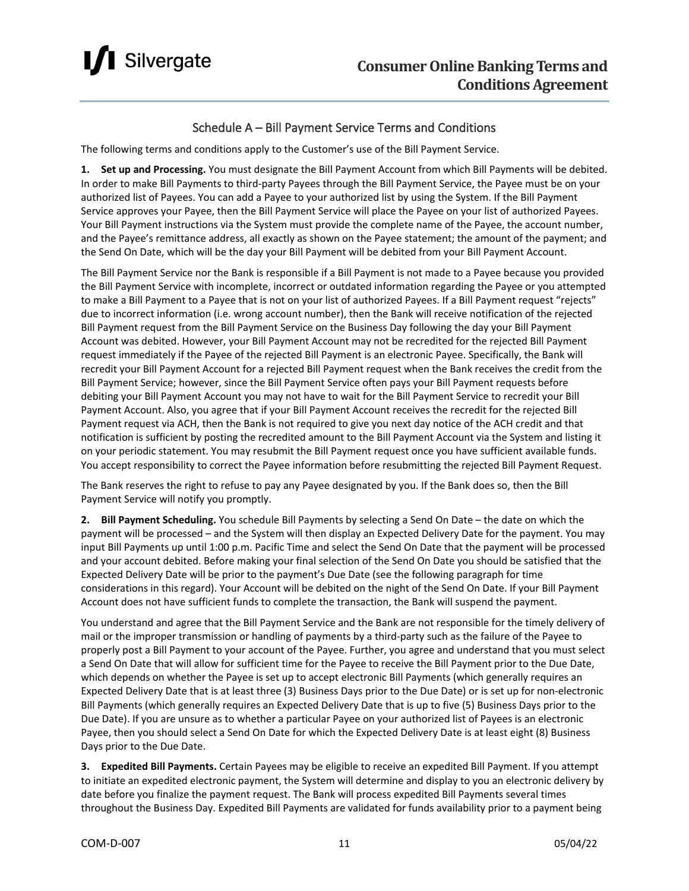## Schedule A – Bill Payment Service Terms and Conditions

The following terms and conditions apply to the Customer's use of the Bill Payment Service.

**1. Set up and Processing.** You must designate the Bill Payment Account from which Bill Payments will be debited. In order to make Bill Payments to third-party Payees through the Bill Payment Service, the Payee must be on your authorized list of Payees. You can add a Payee to your authorized list by using the System. If the Bill Payment Service approves your Payee, then the Bill Payment Service will place the Payee on your list of authorized Payees. Your Bill Payment instructions via the System must provide the complete name of the Payee, the account number, and the Payee's remittance address, all exactly as shown on the Payee statement; the amount of the payment; and the Send On Date, which will be the day your Bill Payment will be debited from your Bill Payment Account.

The Bill Payment Service nor the Bank is responsible if a Bill Payment is not made to a Payee because you provided the Bill Payment Service with incomplete, incorrect or outdated information regarding the Payee or you attempted to make a Bill Payment to a Payee that is not on your list of authorized Payees. If a Bill Payment request "rejects" due to incorrect information (i.e. wrong account number), then the Bank will receive notification of the rejected Bill Payment request from the Bill Payment Service on the Business Day following the day your Bill Payment Account was debited. However, your Bill Payment Account may not be recredited for the rejected Bill Payment request immediately if the Payee of the rejected Bill Payment is an electronic Payee. Specifically, the Bank will recredit your Bill Payment Account for a rejected Bill Payment request when the Bank receives the credit from the Bill Payment Service; however, since the Bill Payment Service often pays your Bill Payment requests before debiting your Bill Payment Account you may not have to wait for the Bill Payment Service to recredit your Bill Payment Account. Also, you agree that if your Bill Payment Account receives the recredit for the rejected Bill Payment request via ACH, then the Bank is not required to give you next day notice of the ACH credit and that notification is sufficient by posting the recredited amount to the Bill Payment Account via the System and listing it on your periodic statement. You may resubmit the Bill Payment request once you have sufficient available funds. You accept responsibility to correct the Payee information before resubmitting the rejected Bill Payment Request.

The Bank reserves the right to refuse to pay any Payee designated by you. If the Bank does so, then the Bill Payment Service will notify you promptly.

**2. Bill Payment Scheduling.** You schedule Bill Payments by selecting a Send On Date – the date on which the payment will be processed – and the System will then display an Expected Delivery Date for the payment. You may input Bill Payments up until 1:00 p.m. Pacific Time and select the Send On Date that the payment will be processed and your account debited. Before making your final selection of the Send On Date you should be satisfied that the Expected Delivery Date will be prior to the payment's Due Date (see the following paragraph for time considerations in this regard). Your Account will be debited on the night of the Send On Date. If your Bill Payment Account does not have sufficient funds to complete the transaction, the Bank will suspend the payment.

You understand and agree that the Bill Payment Service and the Bank are not responsible for the timely delivery of mail or the improper transmission or handling of payments by a third-party such as the failure of the Payee to properly post a Bill Payment to your account of the Payee. Further, you agree and understand that you must select a Send On Date that will allow for sufficient time for the Payee to receive the Bill Payment prior to the Due Date, which depends on whether the Payee is set up to accept electronic Bill Payments (which generally requires an Expected Delivery Date that is at least three (3) Business Days prior to the Due Date) or is set up for non-electronic Bill Payments (which generally requires an Expected Delivery Date that is up to five (5) Business Days prior to the Due Date). If you are unsure as to whether a particular Payee on your authorized list of Payees is an electronic Payee, then you should select a Send On Date for which the Expected Delivery Date is at least eight (8) Business Days prior to the Due Date.

**3. Expedited Bill Payments.** Certain Payees may be eligible to receive an expedited Bill Payment. If you attempt to initiate an expedited electronic payment, the System will determine and display to you an electronic delivery by date before you finalize the payment request. The Bank will process expedited Bill Payments several times throughout the Business Day. Expedited Bill Payments are validated for funds availability prior to a payment being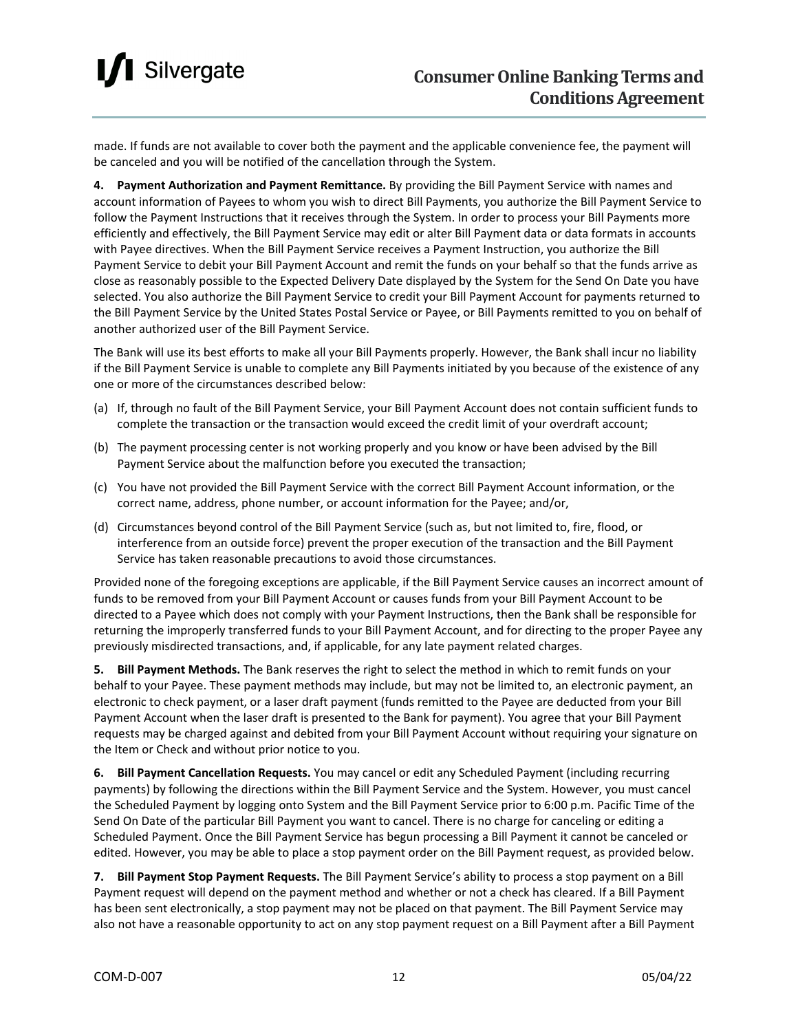made. If funds are not available to cover both the payment and the applicable convenience fee, the payment will be canceled and you will be notified of the cancellation through the System.

**4. Payment Authorization and Payment Remittance.** By providing the Bill Payment Service with names and account information of Payees to whom you wish to direct Bill Payments, you authorize the Bill Payment Service to follow the Payment Instructions that it receives through the System. In order to process your Bill Payments more efficiently and effectively, the Bill Payment Service may edit or alter Bill Payment data or data formats in accounts with Payee directives. When the Bill Payment Service receives a Payment Instruction, you authorize the Bill Payment Service to debit your Bill Payment Account and remit the funds on your behalf so that the funds arrive as close as reasonably possible to the Expected Delivery Date displayed by the System for the Send On Date you have selected. You also authorize the Bill Payment Service to credit your Bill Payment Account for payments returned to the Bill Payment Service by the United States Postal Service or Payee, or Bill Payments remitted to you on behalf of another authorized user of the Bill Payment Service.

The Bank will use its best efforts to make all your Bill Payments properly. However, the Bank shall incur no liability if the Bill Payment Service is unable to complete any Bill Payments initiated by you because of the existence of any one or more of the circumstances described below:

(a) If, through no fault of the Bill Payment Service, your Bill Payment Account does not contain sufficient funds to complete the transaction or the transaction would exceed the credit limit of your overdraft account;

(b) The payment processing center is not working properly and you know or have been advised by the Bill Payment Service about the malfunction before you executed the transaction;

(c) You have not provided the Bill Payment Service with the correct Bill Payment Account information, or the correct name, address, phone number, or account information for the Payee; and/or,

(d) Circumstances beyond control of the Bill Payment Service (such as, but not limited to, fire, flood, or interference from an outside force) prevent the proper execution of the transaction and the Bill Payment Service has taken reasonable precautions to avoid those circumstances.

Provided none of the foregoing exceptions are applicable, if the Bill Payment Service causes an incorrect amount of funds to be removed from your Bill Payment Account or causes funds from your Bill Payment Account to be directed to a Payee which does not comply with your Payment Instructions, then the Bank shall be responsible for returning the improperly transferred funds to your Bill Payment Account, and for directing to the proper Payee any previously misdirected transactions, and, if applicable, for any late payment related charges.

**5. Bill Payment Methods.** The Bank reserves the right to select the method in which to remit funds on your behalf to your Payee. These payment methods may include, but may not be limited to, an electronic payment, an electronic to check payment, or a laser draft payment (funds remitted to the Payee are deducted from your Bill Payment Account when the laser draft is presented to the Bank for payment). You agree that your Bill Payment requests may be charged against and debited from your Bill Payment Account without requiring your signature on the Item or Check and without prior notice to you.

**6. Bill Payment Cancellation Requests.** You may cancel or edit any Scheduled Payment (including recurring payments) by following the directions within the Bill Payment Service and the System. However, you must cancel the Scheduled Payment by logging onto System and the Bill Payment Service prior to 6:00 p.m. Pacific Time of the Send On Date of the particular Bill Payment you want to cancel. There is no charge for canceling or editing a Scheduled Payment. Once the Bill Payment Service has begun processing a Bill Payment it cannot be canceled or edited. However, you may be able to place a stop payment order on the Bill Payment request, as provided below.

**7. Bill Payment Stop Payment Requests.** The Bill Payment Service's ability to process a stop payment on a Bill Payment request will depend on the payment method and whether or not a check has cleared. If a Bill Payment has been sent electronically, a stop payment may not be placed on that payment. The Bill Payment Service may also not have a reasonable opportunity to act on any stop payment request on a Bill Payment after a Bill Payment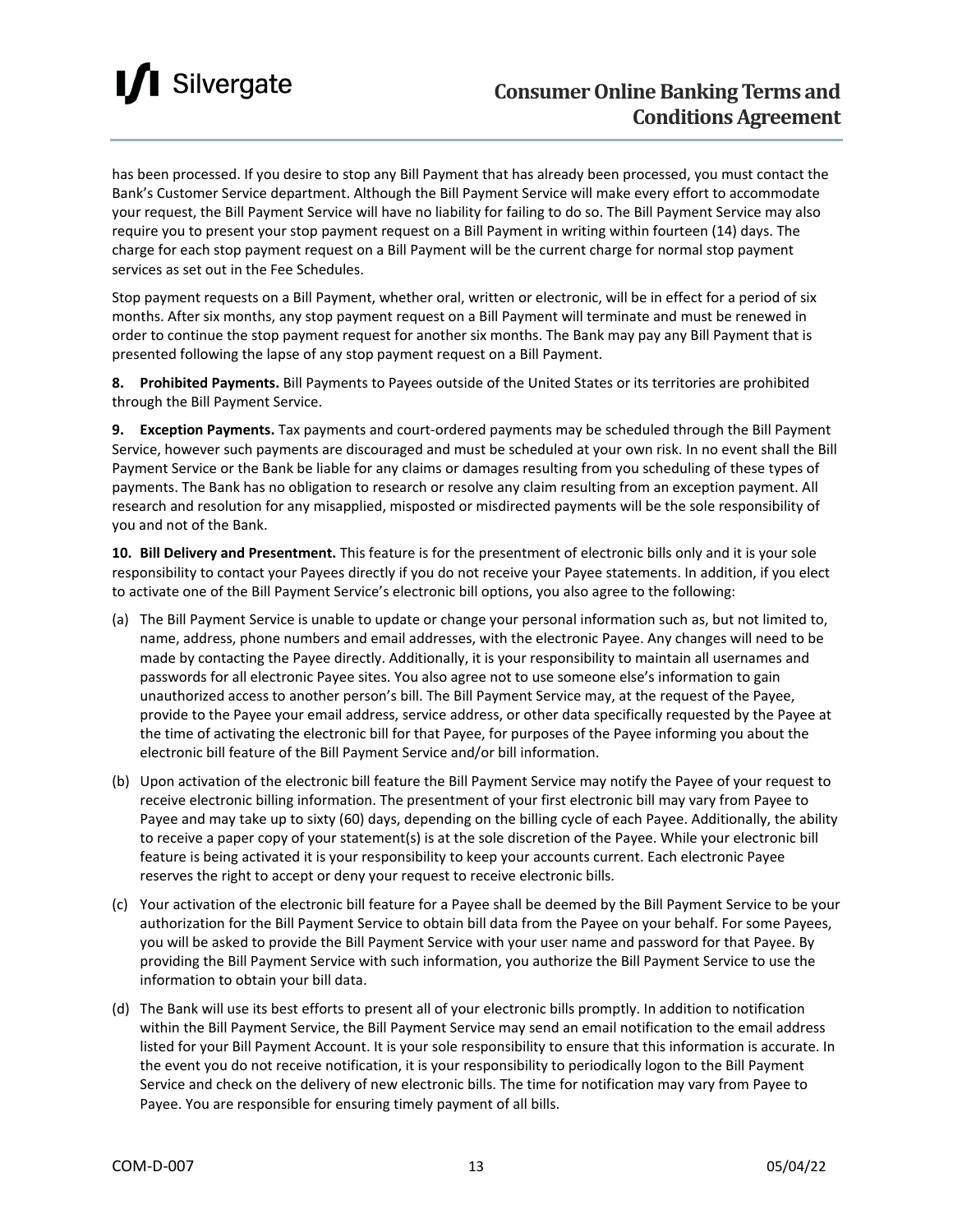has been processed. If you desire to stop any Bill Payment that has already been processed, you must contact the Bank's Customer Service department. Although the Bill Payment Service will make every effort to accommodate your request, the Bill Payment Service will have no liability for failing to do so. The Bill Payment Service may also require you to present your stop payment request on a Bill Payment in writing within fourteen (14) days. The charge for each stop payment request on a Bill Payment will be the current charge for normal stop payment services as set out in the Fee Schedules.

Stop payment requests on a Bill Payment, whether oral, written or electronic, will be in effect for a period of six months. After six months, any stop payment request on a Bill Payment will terminate and must be renewed in order to continue the stop payment request for another six months. The Bank may pay any Bill Payment that is presented following the lapse of any stop payment request on a Bill Payment.

**8. Prohibited Payments.** Bill Payments to Payees outside of the United States or its territories are prohibited through the Bill Payment Service.

**9. Exception Payments.** Tax payments and court-ordered payments may be scheduled through the Bill Payment Service, however such payments are discouraged and must be scheduled at your own risk. In no event shall the Bill Payment Service or the Bank be liable for any claims or damages resulting from you scheduling of these types of payments. The Bank has no obligation to research or resolve any claim resulting from an exception payment. All research and resolution for any misapplied, misposted or misdirected payments will be the sole responsibility of you and not of the Bank.

**10. Bill Delivery and Presentment.** This feature is for the presentment of electronic bills only and it is your sole responsibility to contact your Payees directly if you do not receive your Payee statements. In addition, if you elect to activate one of the Bill Payment Service's electronic bill options, you also agree to the following:

(a) The Bill Payment Service is unable to update or change your personal information such as, but not limited to, name, address, phone numbers and email addresses, with the electronic Payee. Any changes will need to be made by contacting the Payee directly. Additionally, it is your responsibility to maintain all usernames and passwords for all electronic Payee sites. You also agree not to use someone else's information to gain unauthorized access to another person's bill. The Bill Payment Service may, at the request of the Payee, provide to the Payee your email address, service address, or other data specifically requested by the Payee at the time of activating the electronic bill for that Payee, for purposes of the Payee informing you about the electronic bill feature of the Bill Payment Service and/or bill information.

(b) Upon activation of the electronic bill feature the Bill Payment Service may notify the Payee of your request to receive electronic billing information. The presentment of your first electronic bill may vary from Payee to Payee and may take up to sixty (60) days, depending on the billing cycle of each Payee. Additionally, the ability to receive a paper copy of your statement(s) is at the sole discretion of the Payee. While your electronic bill feature is being activated it is your responsibility to keep your accounts current. Each electronic Payee reserves the right to accept or deny your request to receive electronic bills.

(c) Your activation of the electronic bill feature for a Payee shall be deemed by the Bill Payment Service to be your authorization for the Bill Payment Service to obtain bill data from the Payee on your behalf. For some Payees, you will be asked to provide the Bill Payment Service with your user name and password for that Payee. By providing the Bill Payment Service with such information, you authorize the Bill Payment Service to use the information to obtain your bill data.

(d) The Bank will use its best efforts to present all of your electronic bills promptly. In addition to notification within the Bill Payment Service, the Bill Payment Service may send an email notification to the email address listed for your Bill Payment Account. It is your sole responsibility to ensure that this information is accurate. In the event you do not receive notification, it is your responsibility to periodically logon to the Bill Payment Service and check on the delivery of new electronic bills. The time for notification may vary from Payee to Payee. You are responsible for ensuring timely payment of all bills.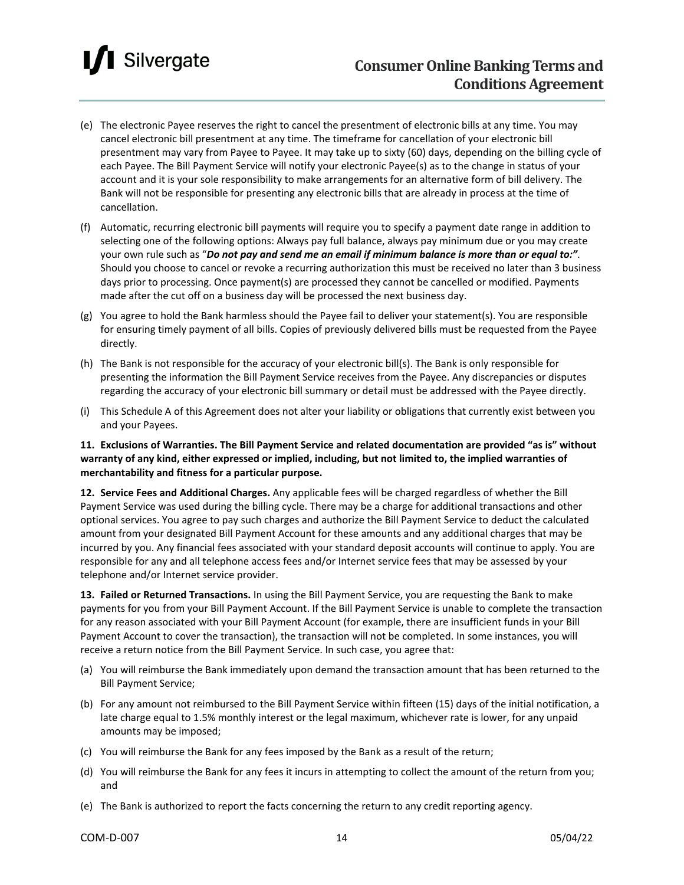(e) The electronic Payee reserves the right to cancel the presentment of electronic bills at any time. You may cancel electronic bill presentment at any time. The timeframe for cancellation of your electronic bill presentment may vary from Payee to Payee. It may take up to sixty (60) days, depending on the billing cycle of each Payee. The Bill Payment Service will notify your electronic Payee(s) as to the change in status of your account and it is your sole responsibility to make arrangements for an alternative form of bill delivery. The Bank will not be responsible for presenting any electronic bills that are already in process at the time of cancellation.

(f) Automatic, recurring electronic bill payments will require you to specify a payment date range in addition to selecting one of the following options: Always pay full balance, always pay minimum due or you may create your own rule such as "***Do not pay and send me an email if minimum balance is more than or equal to:"***. Should you choose to cancel or revoke a recurring authorization this must be received no later than 3 business days prior to processing. Once payment(s) are processed they cannot be cancelled or modified. Payments made after the cut off on a business day will be processed the next business day.

(g) You agree to hold the Bank harmless should the Payee fail to deliver your statement(s). You are responsible for ensuring timely payment of all bills. Copies of previously delivered bills must be requested from the Payee directly.

(h) The Bank is not responsible for the accuracy of your electronic bill(s). The Bank is only responsible for presenting the information the Bill Payment Service receives from the Payee. Any discrepancies or disputes regarding the accuracy of your electronic bill summary or detail must be addressed with the Payee directly.

(i) This Schedule A of this Agreement does not alter your liability or obligations that currently exist between you and your Payees.

**11. Exclusions of Warranties. The Bill Payment Service and related documentation are provided "as is" without warranty of any kind, either expressed or implied, including, but not limited to, the implied warranties of merchantability and fitness for a particular purpose.**

**12. Service Fees and Additional Charges.** Any applicable fees will be charged regardless of whether the Bill Payment Service was used during the billing cycle. There may be a charge for additional transactions and other optional services. You agree to pay such charges and authorize the Bill Payment Service to deduct the calculated amount from your designated Bill Payment Account for these amounts and any additional charges that may be incurred by you. Any financial fees associated with your standard deposit accounts will continue to apply. You are responsible for any and all telephone access fees and/or Internet service fees that may be assessed by your telephone and/or Internet service provider.

**13. Failed or Returned Transactions.** In using the Bill Payment Service, you are requesting the Bank to make payments for you from your Bill Payment Account. If the Bill Payment Service is unable to complete the transaction for any reason associated with your Bill Payment Account (for example, there are insufficient funds in your Bill Payment Account to cover the transaction), the transaction will not be completed. In some instances, you will receive a return notice from the Bill Payment Service. In such case, you agree that:

(a) You will reimburse the Bank immediately upon demand the transaction amount that has been returned to the Bill Payment Service;

(b) For any amount not reimbursed to the Bill Payment Service within fifteen (15) days of the initial notification, a late charge equal to 1.5% monthly interest or the legal maximum, whichever rate is lower, for any unpaid amounts may be imposed;

(c) You will reimburse the Bank for any fees imposed by the Bank as a result of the return;

(d) You will reimburse the Bank for any fees it incurs in attempting to collect the amount of the return from you; and

(e) The Bank is authorized to report the facts concerning the return to any credit reporting agency.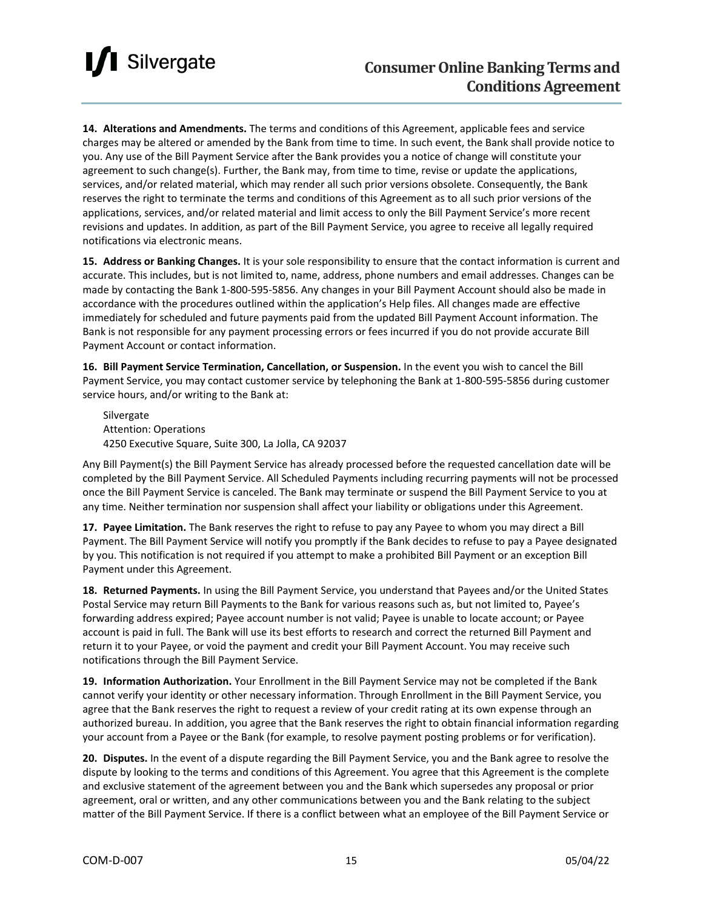**14. Alterations and Amendments.** The terms and conditions of this Agreement, applicable fees and service charges may be altered or amended by the Bank from time to time. In such event, the Bank shall provide notice to you. Any use of the Bill Payment Service after the Bank provides you a notice of change will constitute your agreement to such change(s). Further, the Bank may, from time to time, revise or update the applications, services, and/or related material, which may render all such prior versions obsolete. Consequently, the Bank reserves the right to terminate the terms and conditions of this Agreement as to all such prior versions of the applications, services, and/or related material and limit access to only the Bill Payment Service's more recent revisions and updates. In addition, as part of the Bill Payment Service, you agree to receive all legally required notifications via electronic means.

**15. Address or Banking Changes.** It is your sole responsibility to ensure that the contact information is current and accurate. This includes, but is not limited to, name, address, phone numbers and email addresses. Changes can be made by contacting the Bank 1-800-595-5856. Any changes in your Bill Payment Account should also be made in accordance with the procedures outlined within the application's Help files. All changes made are effective immediately for scheduled and future payments paid from the updated Bill Payment Account information. The Bank is not responsible for any payment processing errors or fees incurred if you do not provide accurate Bill Payment Account or contact information.

**16. Bill Payment Service Termination, Cancellation, or Suspension.** In the event you wish to cancel the Bill Payment Service, you may contact customer service by telephoning the Bank at 1-800-595-5856 during customer service hours, and/or writing to the Bank at:

Silvergate
Attention: Operations
4250 Executive Square, Suite 300, La Jolla, CA 92037

Any Bill Payment(s) the Bill Payment Service has already processed before the requested cancellation date will be completed by the Bill Payment Service. All Scheduled Payments including recurring payments will not be processed once the Bill Payment Service is canceled. The Bank may terminate or suspend the Bill Payment Service to you at any time. Neither termination nor suspension shall affect your liability or obligations under this Agreement.

**17. Payee Limitation.** The Bank reserves the right to refuse to pay any Payee to whom you may direct a Bill Payment. The Bill Payment Service will notify you promptly if the Bank decides to refuse to pay a Payee designated by you. This notification is not required if you attempt to make a prohibited Bill Payment or an exception Bill Payment under this Agreement.

**18. Returned Payments.** In using the Bill Payment Service, you understand that Payees and/or the United States Postal Service may return Bill Payments to the Bank for various reasons such as, but not limited to, Payee's forwarding address expired; Payee account number is not valid; Payee is unable to locate account; or Payee account is paid in full. The Bank will use its best efforts to research and correct the returned Bill Payment and return it to your Payee, or void the payment and credit your Bill Payment Account. You may receive such notifications through the Bill Payment Service.

**19. Information Authorization.** Your Enrollment in the Bill Payment Service may not be completed if the Bank cannot verify your identity or other necessary information. Through Enrollment in the Bill Payment Service, you agree that the Bank reserves the right to request a review of your credit rating at its own expense through an authorized bureau. In addition, you agree that the Bank reserves the right to obtain financial information regarding your account from a Payee or the Bank (for example, to resolve payment posting problems or for verification).

**20. Disputes.** In the event of a dispute regarding the Bill Payment Service, you and the Bank agree to resolve the dispute by looking to the terms and conditions of this Agreement. You agree that this Agreement is the complete and exclusive statement of the agreement between you and the Bank which supersedes any proposal or prior agreement, oral or written, and any other communications between you and the Bank relating to the subject matter of the Bill Payment Service. If there is a conflict between what an employee of the Bill Payment Service or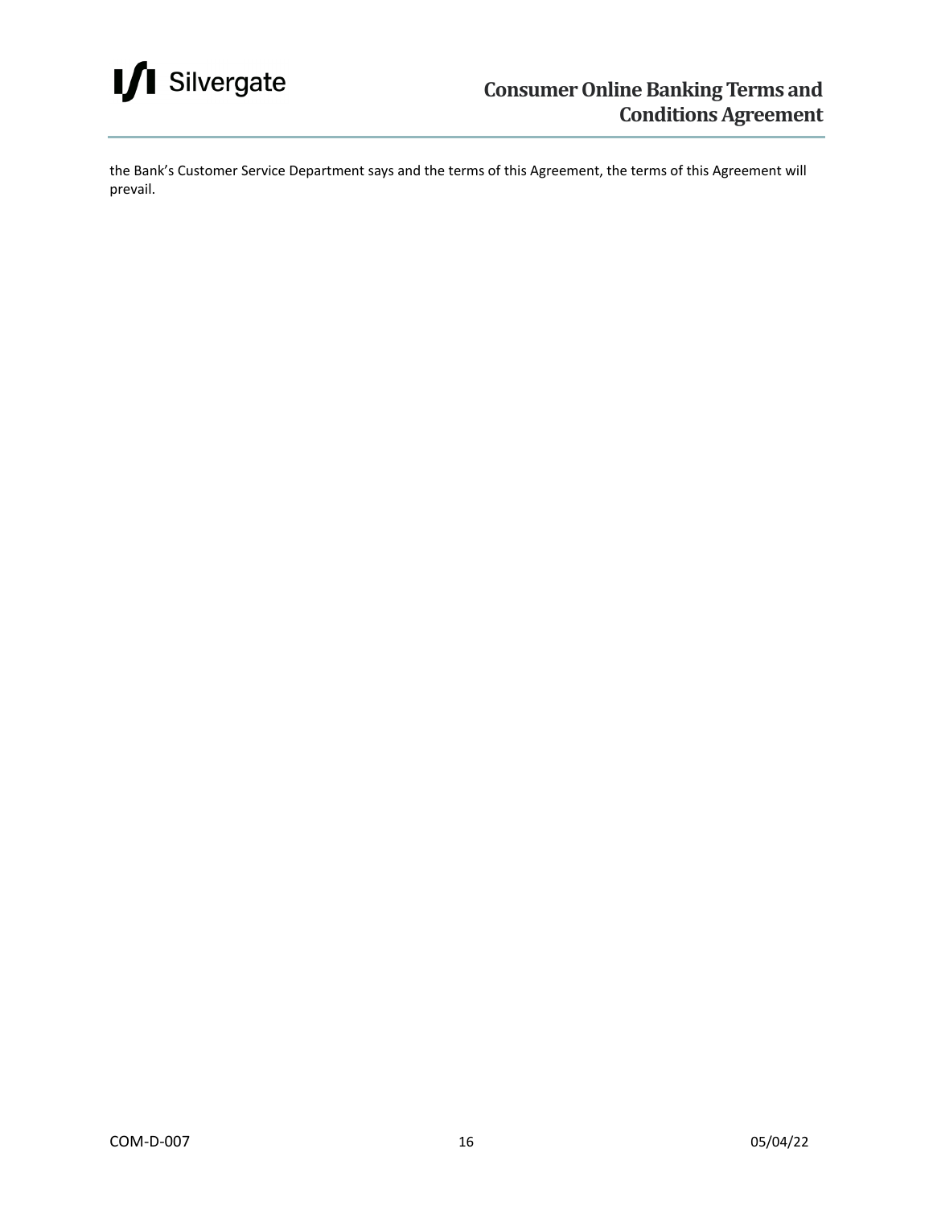the Bank's Customer Service Department says and the terms of this Agreement, the terms of this Agreement will prevail.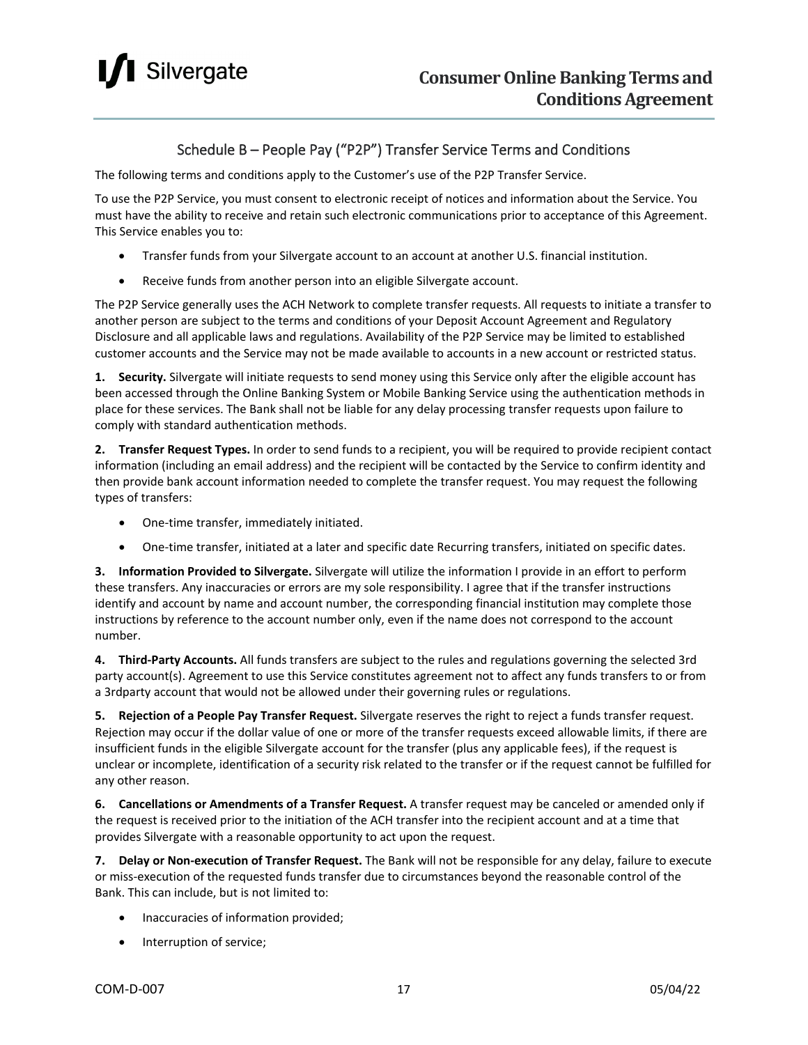## Schedule B – People Pay ("P2P") Transfer Service Terms and Conditions

The following terms and conditions apply to the Customer's use of the P2P Transfer Service.

To use the P2P Service, you must consent to electronic receipt of notices and information about the Service. You must have the ability to receive and retain such electronic communications prior to acceptance of this Agreement. This Service enables you to:

- Transfer funds from your Silvergate account to an account at another U.S. financial institution.
- Receive funds from another person into an eligible Silvergate account.

The P2P Service generally uses the ACH Network to complete transfer requests. All requests to initiate a transfer to another person are subject to the terms and conditions of your Deposit Account Agreement and Regulatory Disclosure and all applicable laws and regulations. Availability of the P2P Service may be limited to established customer accounts and the Service may not be made available to accounts in a new account or restricted status.

**1. Security.** Silvergate will initiate requests to send money using this Service only after the eligible account has been accessed through the Online Banking System or Mobile Banking Service using the authentication methods in place for these services. The Bank shall not be liable for any delay processing transfer requests upon failure to comply with standard authentication methods.

**2. Transfer Request Types.** In order to send funds to a recipient, you will be required to provide recipient contact information (including an email address) and the recipient will be contacted by the Service to confirm identity and then provide bank account information needed to complete the transfer request. You may request the following types of transfers:

- One-time transfer, immediately initiated.
- One-time transfer, initiated at a later and specific date Recurring transfers, initiated on specific dates.

**3. Information Provided to Silvergate.** Silvergate will utilize the information I provide in an effort to perform these transfers. Any inaccuracies or errors are my sole responsibility. I agree that if the transfer instructions identify and account by name and account number, the corresponding financial institution may complete those instructions by reference to the account number only, even if the name does not correspond to the account number.

**4. Third-Party Accounts.** All funds transfers are subject to the rules and regulations governing the selected 3rd party account(s). Agreement to use this Service constitutes agreement not to affect any funds transfers to or from a 3rdparty account that would not be allowed under their governing rules or regulations.

**5. Rejection of a People Pay Transfer Request.** Silvergate reserves the right to reject a funds transfer request. Rejection may occur if the dollar value of one or more of the transfer requests exceed allowable limits, if there are insufficient funds in the eligible Silvergate account for the transfer (plus any applicable fees), if the request is unclear or incomplete, identification of a security risk related to the transfer or if the request cannot be fulfilled for any other reason.

**6. Cancellations or Amendments of a Transfer Request.** A transfer request may be canceled or amended only if the request is received prior to the initiation of the ACH transfer into the recipient account and at a time that provides Silvergate with a reasonable opportunity to act upon the request.

**7. Delay or Non-execution of Transfer Request.** The Bank will not be responsible for any delay, failure to execute or miss-execution of the requested funds transfer due to circumstances beyond the reasonable control of the Bank. This can include, but is not limited to:

- Inaccuracies of information provided;
- Interruption of service;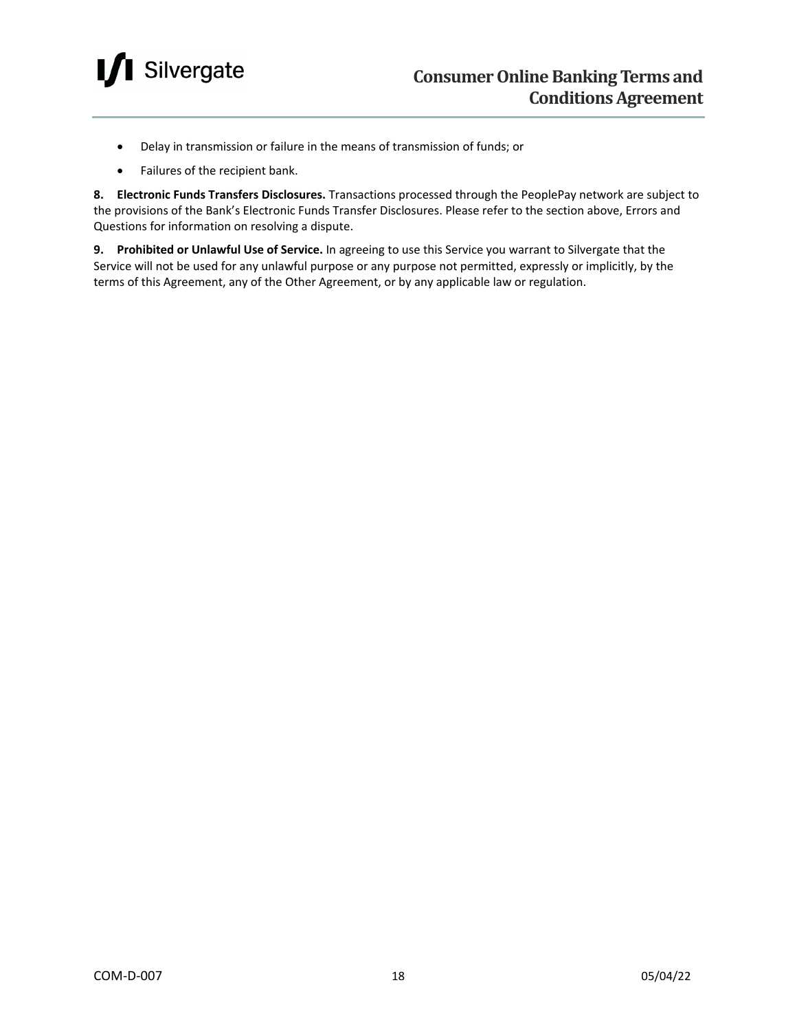- Delay in transmission or failure in the means of transmission of funds; or
- Failures of the recipient bank.

**8. Electronic Funds Transfers Disclosures.** Transactions processed through the PeoplePay network are subject to the provisions of the Bank's Electronic Funds Transfer Disclosures. Please refer to the section above, Errors and Questions for information on resolving a dispute.

**9. Prohibited or Unlawful Use of Service.** In agreeing to use this Service you warrant to Silvergate that the Service will not be used for any unlawful purpose or any purpose not permitted, expressly or implicitly, by the terms of this Agreement, any of the Other Agreement, or by any applicable law or regulation.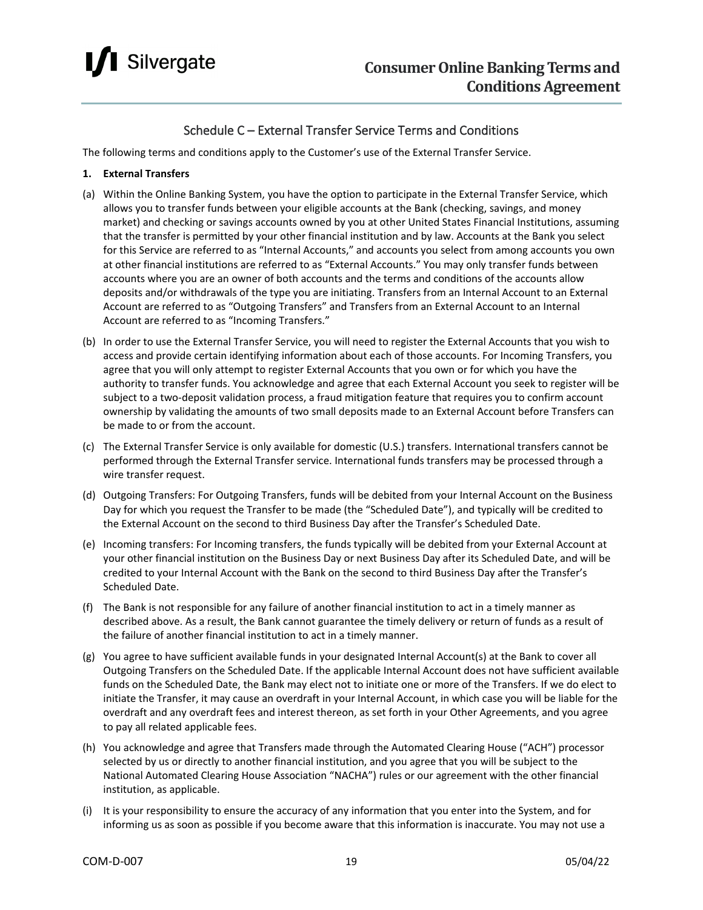## Schedule C – External Transfer Service Terms and Conditions

The following terms and conditions apply to the Customer's use of the External Transfer Service.

**1. External Transfers**

(a) Within the Online Banking System, you have the option to participate in the External Transfer Service, which allows you to transfer funds between your eligible accounts at the Bank (checking, savings, and money market) and checking or savings accounts owned by you at other United States Financial Institutions, assuming that the transfer is permitted by your other financial institution and by law. Accounts at the Bank you select for this Service are referred to as "Internal Accounts," and accounts you select from among accounts you own at other financial institutions are referred to as "External Accounts." You may only transfer funds between accounts where you are an owner of both accounts and the terms and conditions of the accounts allow deposits and/or withdrawals of the type you are initiating. Transfers from an Internal Account to an External Account are referred to as "Outgoing Transfers" and Transfers from an External Account to an Internal Account are referred to as "Incoming Transfers."

(b) In order to use the External Transfer Service, you will need to register the External Accounts that you wish to access and provide certain identifying information about each of those accounts. For Incoming Transfers, you agree that you will only attempt to register External Accounts that you own or for which you have the authority to transfer funds. You acknowledge and agree that each External Account you seek to register will be subject to a two-deposit validation process, a fraud mitigation feature that requires you to confirm account ownership by validating the amounts of two small deposits made to an External Account before Transfers can be made to or from the account.

(c) The External Transfer Service is only available for domestic (U.S.) transfers. International transfers cannot be performed through the External Transfer service. International funds transfers may be processed through a wire transfer request.

(d) Outgoing Transfers: For Outgoing Transfers, funds will be debited from your Internal Account on the Business Day for which you request the Transfer to be made (the "Scheduled Date"), and typically will be credited to the External Account on the second to third Business Day after the Transfer's Scheduled Date.

(e) Incoming transfers: For Incoming transfers, the funds typically will be debited from your External Account at your other financial institution on the Business Day or next Business Day after its Scheduled Date, and will be credited to your Internal Account with the Bank on the second to third Business Day after the Transfer's Scheduled Date.

(f) The Bank is not responsible for any failure of another financial institution to act in a timely manner as described above. As a result, the Bank cannot guarantee the timely delivery or return of funds as a result of the failure of another financial institution to act in a timely manner.

(g) You agree to have sufficient available funds in your designated Internal Account(s) at the Bank to cover all Outgoing Transfers on the Scheduled Date. If the applicable Internal Account does not have sufficient available funds on the Scheduled Date, the Bank may elect not to initiate one or more of the Transfers. If we do elect to initiate the Transfer, it may cause an overdraft in your Internal Account, in which case you will be liable for the overdraft and any overdraft fees and interest thereon, as set forth in your Other Agreements, and you agree to pay all related applicable fees.

(h) You acknowledge and agree that Transfers made through the Automated Clearing House ("ACH") processor selected by us or directly to another financial institution, and you agree that you will be subject to the National Automated Clearing House Association "NACHA") rules or our agreement with the other financial institution, as applicable.

(i) It is your responsibility to ensure the accuracy of any information that you enter into the System, and for informing us as soon as possible if you become aware that this information is inaccurate. You may not use a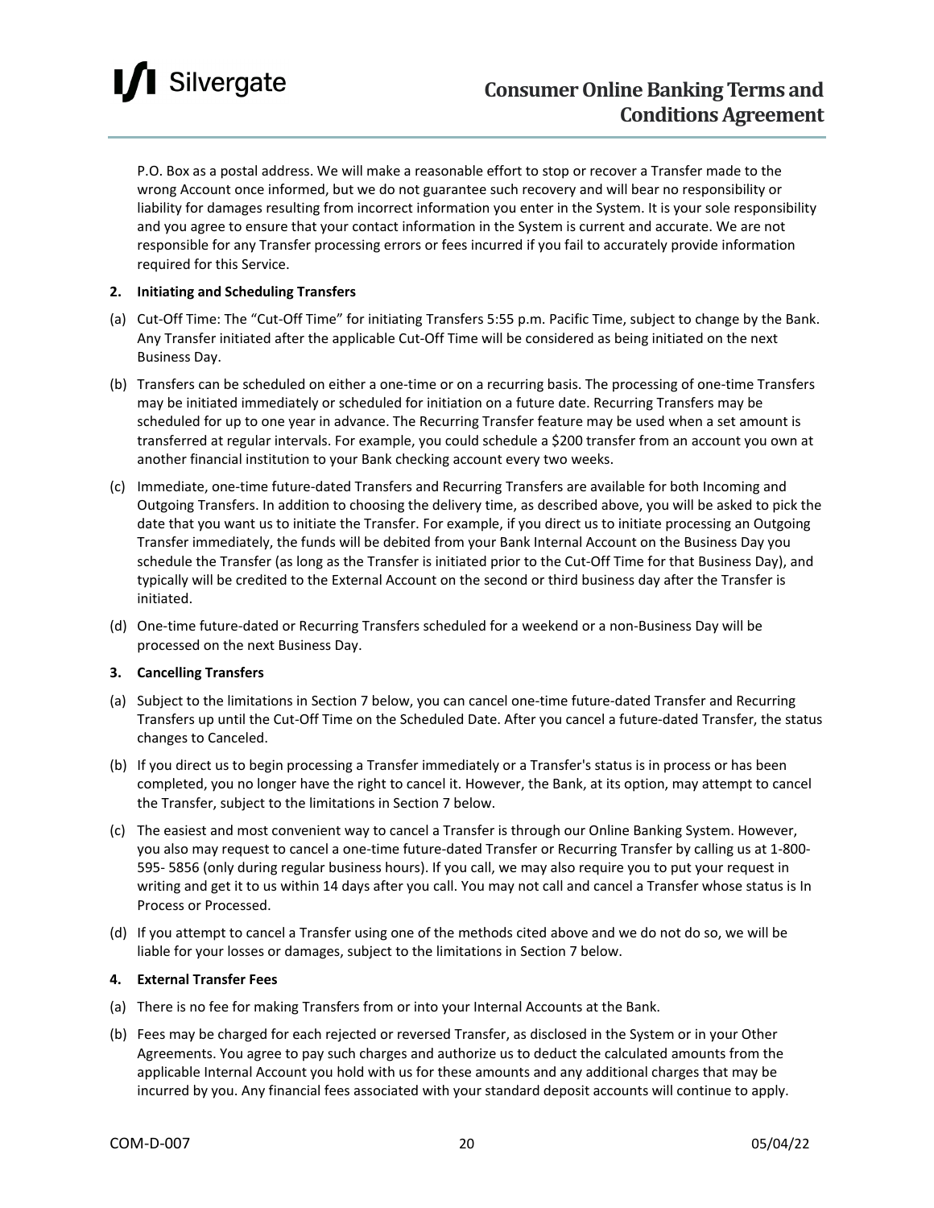P.O. Box as a postal address. We will make a reasonable effort to stop or recover a Transfer made to the wrong Account once informed, but we do not guarantee such recovery and will bear no responsibility or liability for damages resulting from incorrect information you enter in the System. It is your sole responsibility and you agree to ensure that your contact information in the System is current and accurate. We are not responsible for any Transfer processing errors or fees incurred if you fail to accurately provide information required for this Service.

**2. Initiating and Scheduling Transfers**

(a) Cut-Off Time: The "Cut-Off Time" for initiating Transfers 5:55 p.m. Pacific Time, subject to change by the Bank. Any Transfer initiated after the applicable Cut-Off Time will be considered as being initiated on the next Business Day.

(b) Transfers can be scheduled on either a one-time or on a recurring basis. The processing of one-time Transfers may be initiated immediately or scheduled for initiation on a future date. Recurring Transfers may be scheduled for up to one year in advance. The Recurring Transfer feature may be used when a set amount is transferred at regular intervals. For example, you could schedule a $200 transfer from an account you own at another financial institution to your Bank checking account every two weeks.

(c) Immediate, one-time future-dated Transfers and Recurring Transfers are available for both Incoming and Outgoing Transfers. In addition to choosing the delivery time, as described above, you will be asked to pick the date that you want us to initiate the Transfer. For example, if you direct us to initiate processing an Outgoing Transfer immediately, the funds will be debited from your Bank Internal Account on the Business Day you schedule the Transfer (as long as the Transfer is initiated prior to the Cut-Off Time for that Business Day), and typically will be credited to the External Account on the second or third business day after the Transfer is initiated.

(d) One-time future-dated or Recurring Transfers scheduled for a weekend or a non-Business Day will be processed on the next Business Day.

**3. Cancelling Transfers**

(a) Subject to the limitations in Section 7 below, you can cancel one-time future-dated Transfer and Recurring Transfers up until the Cut-Off Time on the Scheduled Date. After you cancel a future-dated Transfer, the status changes to Canceled.

(b) If you direct us to begin processing a Transfer immediately or a Transfer's status is in process or has been completed, you no longer have the right to cancel it. However, the Bank, at its option, may attempt to cancel the Transfer, subject to the limitations in Section 7 below.

(c) The easiest and most convenient way to cancel a Transfer is through our Online Banking System. However, you also may request to cancel a one-time future-dated Transfer or Recurring Transfer by calling us at 1-800-595- 5856 (only during regular business hours). If you call, we may also require you to put your request in writing and get it to us within 14 days after you call. You may not call and cancel a Transfer whose status is In Process or Processed.

(d) If you attempt to cancel a Transfer using one of the methods cited above and we do not do so, we will be liable for your losses or damages, subject to the limitations in Section 7 below.

**4. External Transfer Fees**

(a) There is no fee for making Transfers from or into your Internal Accounts at the Bank.

(b) Fees may be charged for each rejected or reversed Transfer, as disclosed in the System or in your Other Agreements. You agree to pay such charges and authorize us to deduct the calculated amounts from the applicable Internal Account you hold with us for these amounts and any additional charges that may be incurred by you. Any financial fees associated with your standard deposit accounts will continue to apply.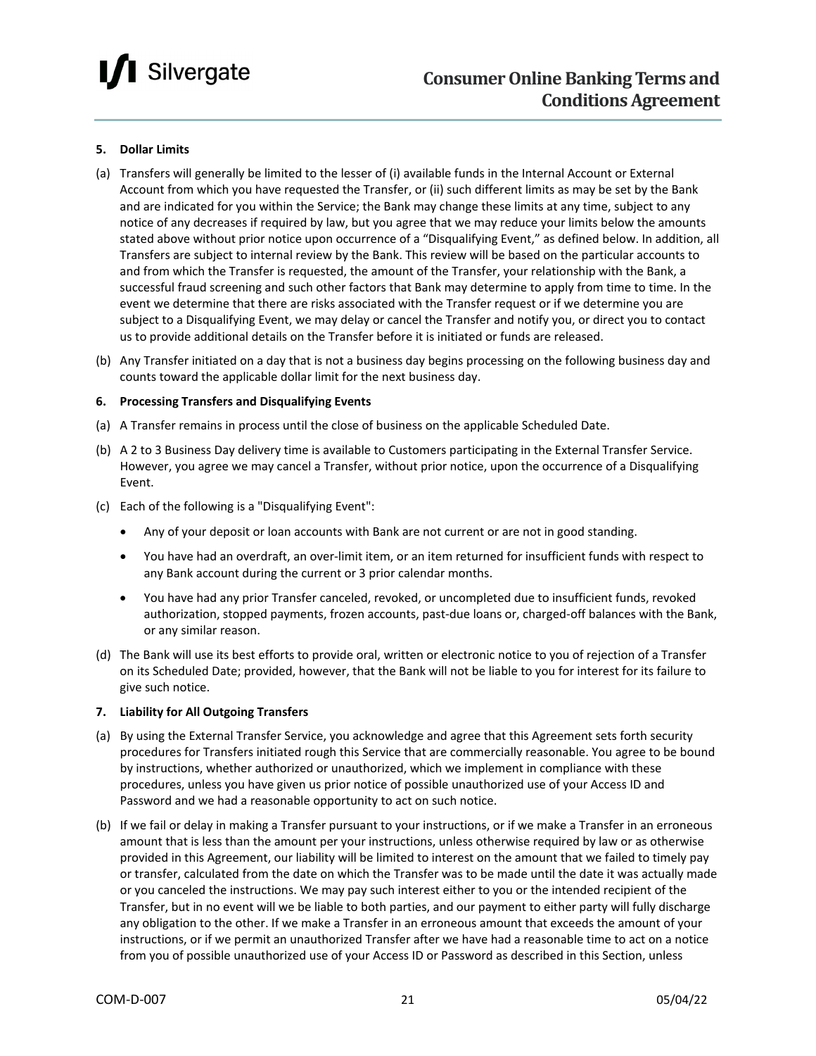**5. Dollar Limits**

(a) Transfers will generally be limited to the lesser of (i) available funds in the Internal Account or External Account from which you have requested the Transfer, or (ii) such different limits as may be set by the Bank and are indicated for you within the Service; the Bank may change these limits at any time, subject to any notice of any decreases if required by law, but you agree that we may reduce your limits below the amounts stated above without prior notice upon occurrence of a "Disqualifying Event," as defined below. In addition, all Transfers are subject to internal review by the Bank. This review will be based on the particular accounts to and from which the Transfer is requested, the amount of the Transfer, your relationship with the Bank, a successful fraud screening and such other factors that Bank may determine to apply from time to time. In the event we determine that there are risks associated with the Transfer request or if we determine you are subject to a Disqualifying Event, we may delay or cancel the Transfer and notify you, or direct you to contact us to provide additional details on the Transfer before it is initiated or funds are released.

(b) Any Transfer initiated on a day that is not a business day begins processing on the following business day and counts toward the applicable dollar limit for the next business day.

**6. Processing Transfers and Disqualifying Events**

(a) A Transfer remains in process until the close of business on the applicable Scheduled Date.

(b) A 2 to 3 Business Day delivery time is available to Customers participating in the External Transfer Service. However, you agree we may cancel a Transfer, without prior notice, upon the occurrence of a Disqualifying Event.

(c) Each of the following is a "Disqualifying Event":

- Any of your deposit or loan accounts with Bank are not current or are not in good standing.
- You have had an overdraft, an over-limit item, or an item returned for insufficient funds with respect to any Bank account during the current or 3 prior calendar months.
- You have had any prior Transfer canceled, revoked, or uncompleted due to insufficient funds, revoked authorization, stopped payments, frozen accounts, past-due loans or, charged-off balances with the Bank, or any similar reason.

(d) The Bank will use its best efforts to provide oral, written or electronic notice to you of rejection of a Transfer on its Scheduled Date; provided, however, that the Bank will not be liable to you for interest for its failure to give such notice.

**7. Liability for All Outgoing Transfers**

(a) By using the External Transfer Service, you acknowledge and agree that this Agreement sets forth security procedures for Transfers initiated rough this Service that are commercially reasonable. You agree to be bound by instructions, whether authorized or unauthorized, which we implement in compliance with these procedures, unless you have given us prior notice of possible unauthorized use of your Access ID and Password and we had a reasonable opportunity to act on such notice.

(b) If we fail or delay in making a Transfer pursuant to your instructions, or if we make a Transfer in an erroneous amount that is less than the amount per your instructions, unless otherwise required by law or as otherwise provided in this Agreement, our liability will be limited to interest on the amount that we failed to timely pay or transfer, calculated from the date on which the Transfer was to be made until the date it was actually made or you canceled the instructions. We may pay such interest either to you or the intended recipient of the Transfer, but in no event will we be liable to both parties, and our payment to either party will fully discharge any obligation to the other. If we make a Transfer in an erroneous amount that exceeds the amount of your instructions, or if we permit an unauthorized Transfer after we have had a reasonable time to act on a notice from you of possible unauthorized use of your Access ID or Password as described in this Section, unless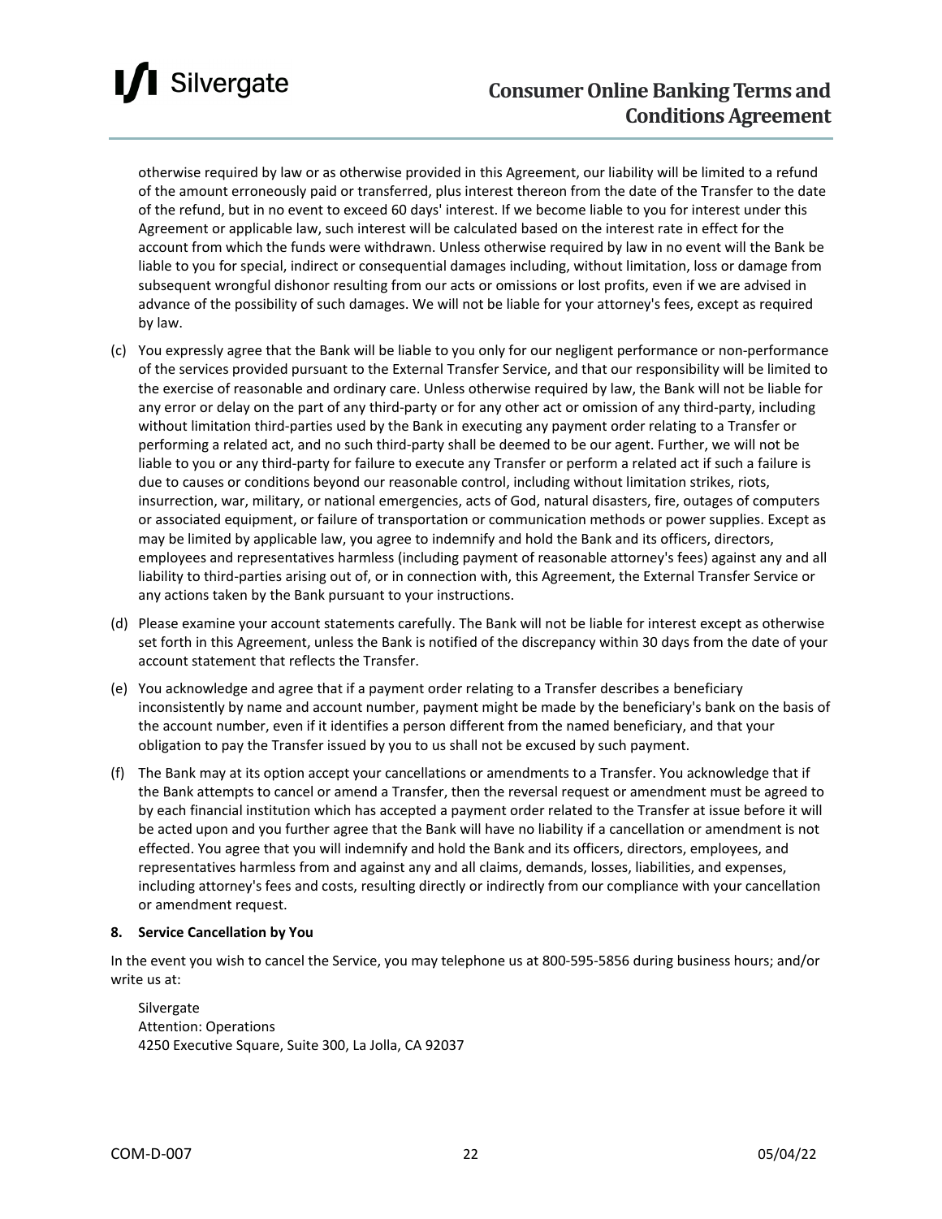otherwise required by law or as otherwise provided in this Agreement, our liability will be limited to a refund of the amount erroneously paid or transferred, plus interest thereon from the date of the Transfer to the date of the refund, but in no event to exceed 60 days' interest. If we become liable to you for interest under this Agreement or applicable law, such interest will be calculated based on the interest rate in effect for the account from which the funds were withdrawn. Unless otherwise required by law in no event will the Bank be liable to you for special, indirect or consequential damages including, without limitation, loss or damage from subsequent wrongful dishonor resulting from our acts or omissions or lost profits, even if we are advised in advance of the possibility of such damages. We will not be liable for your attorney's fees, except as required by law.

(c) You expressly agree that the Bank will be liable to you only for our negligent performance or non-performance of the services provided pursuant to the External Transfer Service, and that our responsibility will be limited to the exercise of reasonable and ordinary care. Unless otherwise required by law, the Bank will not be liable for any error or delay on the part of any third-party or for any other act or omission of any third-party, including without limitation third-parties used by the Bank in executing any payment order relating to a Transfer or performing a related act, and no such third-party shall be deemed to be our agent. Further, we will not be liable to you or any third-party for failure to execute any Transfer or perform a related act if such a failure is due to causes or conditions beyond our reasonable control, including without limitation strikes, riots, insurrection, war, military, or national emergencies, acts of God, natural disasters, fire, outages of computers or associated equipment, or failure of transportation or communication methods or power supplies. Except as may be limited by applicable law, you agree to indemnify and hold the Bank and its officers, directors, employees and representatives harmless (including payment of reasonable attorney's fees) against any and all liability to third-parties arising out of, or in connection with, this Agreement, the External Transfer Service or any actions taken by the Bank pursuant to your instructions.

(d) Please examine your account statements carefully. The Bank will not be liable for interest except as otherwise set forth in this Agreement, unless the Bank is notified of the discrepancy within 30 days from the date of your account statement that reflects the Transfer.

(e) You acknowledge and agree that if a payment order relating to a Transfer describes a beneficiary inconsistently by name and account number, payment might be made by the beneficiary's bank on the basis of the account number, even if it identifies a person different from the named beneficiary, and that your obligation to pay the Transfer issued by you to us shall not be excused by such payment.

(f) The Bank may at its option accept your cancellations or amendments to a Transfer. You acknowledge that if the Bank attempts to cancel or amend a Transfer, then the reversal request or amendment must be agreed to by each financial institution which has accepted a payment order related to the Transfer at issue before it will be acted upon and you further agree that the Bank will have no liability if a cancellation or amendment is not effected. You agree that you will indemnify and hold the Bank and its officers, directors, employees, and representatives harmless from and against any and all claims, demands, losses, liabilities, and expenses, including attorney's fees and costs, resulting directly or indirectly from our compliance with your cancellation or amendment request.

**8. Service Cancellation by You**

In the event you wish to cancel the Service, you may telephone us at 800-595-5856 during business hours; and/or write us at:

Silvergate
Attention: Operations
4250 Executive Square, Suite 300, La Jolla, CA 92037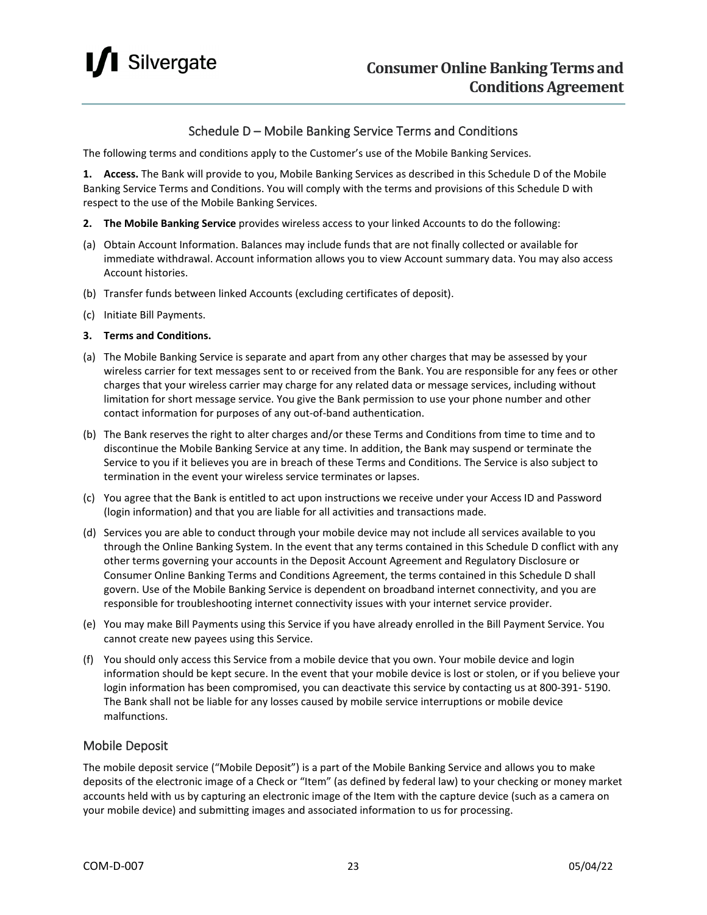## Schedule D – Mobile Banking Service Terms and Conditions

The following terms and conditions apply to the Customer's use of the Mobile Banking Services.

**1. Access.** The Bank will provide to you, Mobile Banking Services as described in this Schedule D of the Mobile Banking Service Terms and Conditions. You will comply with the terms and provisions of this Schedule D with respect to the use of the Mobile Banking Services.

**2. The Mobile Banking Service** provides wireless access to your linked Accounts to do the following:

(a) Obtain Account Information. Balances may include funds that are not finally collected or available for immediate withdrawal. Account information allows you to view Account summary data. You may also access Account histories.

(b) Transfer funds between linked Accounts (excluding certificates of deposit).

(c) Initiate Bill Payments.

**3. Terms and Conditions.**

(a) The Mobile Banking Service is separate and apart from any other charges that may be assessed by your wireless carrier for text messages sent to or received from the Bank. You are responsible for any fees or other charges that your wireless carrier may charge for any related data or message services, including without limitation for short message service. You give the Bank permission to use your phone number and other contact information for purposes of any out-of-band authentication.

(b) The Bank reserves the right to alter charges and/or these Terms and Conditions from time to time and to discontinue the Mobile Banking Service at any time. In addition, the Bank may suspend or terminate the Service to you if it believes you are in breach of these Terms and Conditions. The Service is also subject to termination in the event your wireless service terminates or lapses.

(c) You agree that the Bank is entitled to act upon instructions we receive under your Access ID and Password (login information) and that you are liable for all activities and transactions made.

(d) Services you are able to conduct through your mobile device may not include all services available to you through the Online Banking System. In the event that any terms contained in this Schedule D conflict with any other terms governing your accounts in the Deposit Account Agreement and Regulatory Disclosure or Consumer Online Banking Terms and Conditions Agreement, the terms contained in this Schedule D shall govern. Use of the Mobile Banking Service is dependent on broadband internet connectivity, and you are responsible for troubleshooting internet connectivity issues with your internet service provider.

(e) You may make Bill Payments using this Service if you have already enrolled in the Bill Payment Service. You cannot create new payees using this Service.

(f) You should only access this Service from a mobile device that you own. Your mobile device and login information should be kept secure. In the event that your mobile device is lost or stolen, or if you believe your login information has been compromised, you can deactivate this service by contacting us at 800-391- 5190. The Bank shall not be liable for any losses caused by mobile service interruptions or mobile device malfunctions.

### Mobile Deposit

The mobile deposit service ("Mobile Deposit") is a part of the Mobile Banking Service and allows you to make deposits of the electronic image of a Check or "Item" (as defined by federal law) to your checking or money market accounts held with us by capturing an electronic image of the Item with the capture device (such as a camera on your mobile device) and submitting images and associated information to us for processing.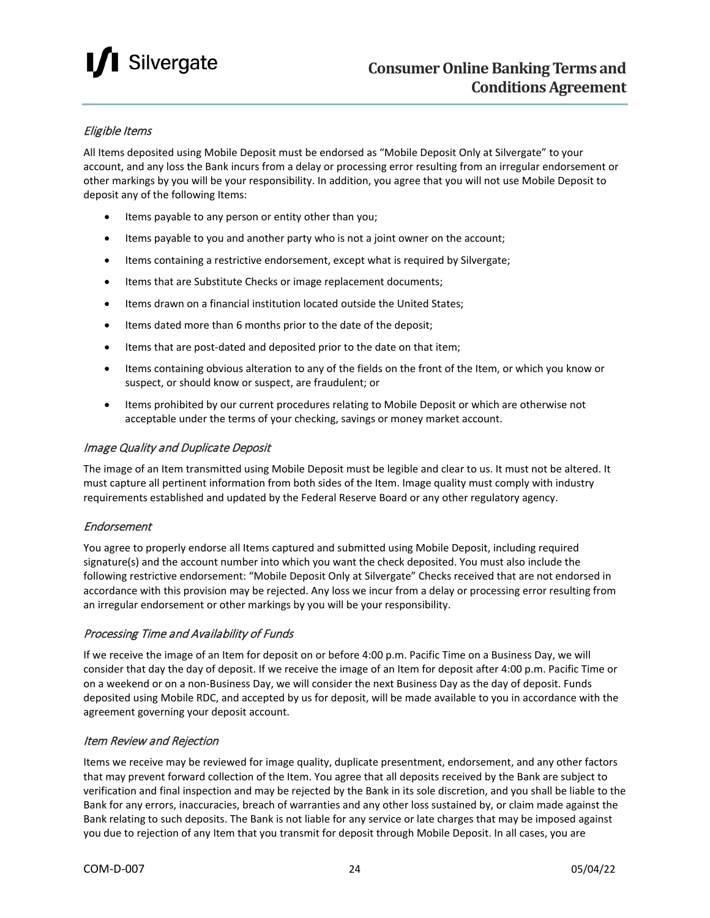### *Eligible Items*

All Items deposited using Mobile Deposit must be endorsed as "Mobile Deposit Only at Silvergate" to your account, and any loss the Bank incurs from a delay or processing error resulting from an irregular endorsement or other markings by you will be your responsibility. In addition, you agree that you will not use Mobile Deposit to deposit any of the following Items:

- Items payable to any person or entity other than you;
- Items payable to you and another party who is not a joint owner on the account;
- Items containing a restrictive endorsement, except what is required by Silvergate;
- Items that are Substitute Checks or image replacement documents;
- Items drawn on a financial institution located outside the United States;
- Items dated more than 6 months prior to the date of the deposit;
- Items that are post-dated and deposited prior to the date on that item;
- Items containing obvious alteration to any of the fields on the front of the Item, or which you know or suspect, or should know or suspect, are fraudulent; or
- Items prohibited by our current procedures relating to Mobile Deposit or which are otherwise not acceptable under the terms of your checking, savings or money market account.

### *Image Quality and Duplicate Deposit*

The image of an Item transmitted using Mobile Deposit must be legible and clear to us. It must not be altered. It must capture all pertinent information from both sides of the Item. Image quality must comply with industry requirements established and updated by the Federal Reserve Board or any other regulatory agency.

### *Endorsement*

You agree to properly endorse all Items captured and submitted using Mobile Deposit, including required signature(s) and the account number into which you want the check deposited. You must also include the following restrictive endorsement: "Mobile Deposit Only at Silvergate" Checks received that are not endorsed in accordance with this provision may be rejected. Any loss we incur from a delay or processing error resulting from an irregular endorsement or other markings by you will be your responsibility.

### *Processing Time and Availability of Funds*

If we receive the image of an Item for deposit on or before 4:00 p.m. Pacific Time on a Business Day, we will consider that day the day of deposit. If we receive the image of an Item for deposit after 4:00 p.m. Pacific Time or on a weekend or on a non-Business Day, we will consider the next Business Day as the day of deposit. Funds deposited using Mobile RDC, and accepted by us for deposit, will be made available to you in accordance with the agreement governing your deposit account.

### *Item Review and Rejection*

Items we receive may be reviewed for image quality, duplicate presentment, endorsement, and any other factors that may prevent forward collection of the Item. You agree that all deposits received by the Bank are subject to verification and final inspection and may be rejected by the Bank in its sole discretion, and you shall be liable to the Bank for any errors, inaccuracies, breach of warranties and any other loss sustained by, or claim made against the Bank relating to such deposits. The Bank is not liable for any service or late charges that may be imposed against you due to rejection of any Item that you transmit for deposit through Mobile Deposit. In all cases, you are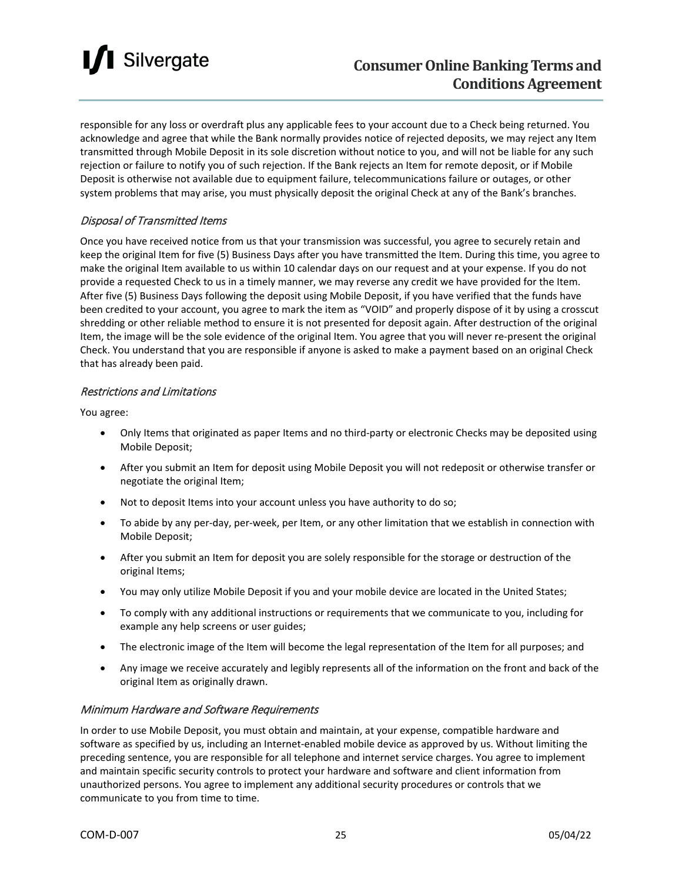responsible for any loss or overdraft plus any applicable fees to your account due to a Check being returned. You acknowledge and agree that while the Bank normally provides notice of rejected deposits, we may reject any Item transmitted through Mobile Deposit in its sole discretion without notice to you, and will not be liable for any such rejection or failure to notify you of such rejection. If the Bank rejects an Item for remote deposit, or if Mobile Deposit is otherwise not available due to equipment failure, telecommunications failure or outages, or other system problems that may arise, you must physically deposit the original Check at any of the Bank's branches.

### *Disposal of Transmitted Items*

Once you have received notice from us that your transmission was successful, you agree to securely retain and keep the original Item for five (5) Business Days after you have transmitted the Item. During this time, you agree to make the original Item available to us within 10 calendar days on our request and at your expense. If you do not provide a requested Check to us in a timely manner, we may reverse any credit we have provided for the Item. After five (5) Business Days following the deposit using Mobile Deposit, if you have verified that the funds have been credited to your account, you agree to mark the item as "VOID" and properly dispose of it by using a crosscut shredding or other reliable method to ensure it is not presented for deposit again. After destruction of the original Item, the image will be the sole evidence of the original Item. You agree that you will never re-present the original Check. You understand that you are responsible if anyone is asked to make a payment based on an original Check that has already been paid.

### *Restrictions and Limitations*

You agree:

- Only Items that originated as paper Items and no third-party or electronic Checks may be deposited using Mobile Deposit;
- After you submit an Item for deposit using Mobile Deposit you will not redeposit or otherwise transfer or negotiate the original Item;
- Not to deposit Items into your account unless you have authority to do so;
- To abide by any per-day, per-week, per Item, or any other limitation that we establish in connection with Mobile Deposit;
- After you submit an Item for deposit you are solely responsible for the storage or destruction of the original Items;
- You may only utilize Mobile Deposit if you and your mobile device are located in the United States;
- To comply with any additional instructions or requirements that we communicate to you, including for example any help screens or user guides;
- The electronic image of the Item will become the legal representation of the Item for all purposes; and
- Any image we receive accurately and legibly represents all of the information on the front and back of the original Item as originally drawn.

### *Minimum Hardware and Software Requirements*

In order to use Mobile Deposit, you must obtain and maintain, at your expense, compatible hardware and software as specified by us, including an Internet-enabled mobile device as approved by us. Without limiting the preceding sentence, you are responsible for all telephone and internet service charges. You agree to implement and maintain specific security controls to protect your hardware and software and client information from unauthorized persons. You agree to implement any additional security procedures or controls that we communicate to you from time to time.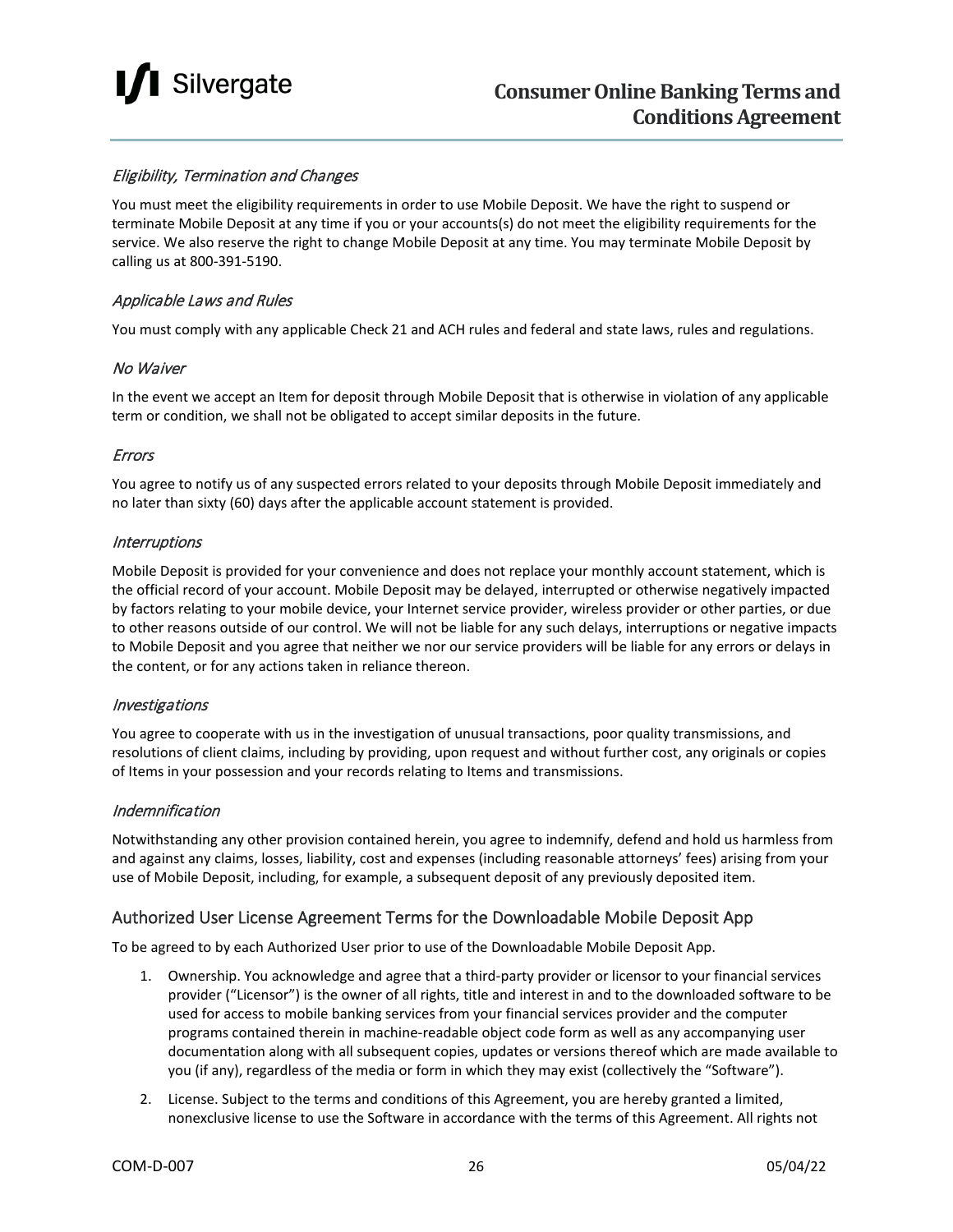### *Eligibility, Termination and Changes*

You must meet the eligibility requirements in order to use Mobile Deposit. We have the right to suspend or terminate Mobile Deposit at any time if you or your accounts(s) do not meet the eligibility requirements for the service. We also reserve the right to change Mobile Deposit at any time. You may terminate Mobile Deposit by calling us at 800-391-5190.

### *Applicable Laws and Rules*

You must comply with any applicable Check 21 and ACH rules and federal and state laws, rules and regulations.

### *No Waiver*

In the event we accept an Item for deposit through Mobile Deposit that is otherwise in violation of any applicable term or condition, we shall not be obligated to accept similar deposits in the future.

### *Errors*

You agree to notify us of any suspected errors related to your deposits through Mobile Deposit immediately and no later than sixty (60) days after the applicable account statement is provided.

### *Interruptions*

Mobile Deposit is provided for your convenience and does not replace your monthly account statement, which is the official record of your account. Mobile Deposit may be delayed, interrupted or otherwise negatively impacted by factors relating to your mobile device, your Internet service provider, wireless provider or other parties, or due to other reasons outside of our control. We will not be liable for any such delays, interruptions or negative impacts to Mobile Deposit and you agree that neither we nor our service providers will be liable for any errors or delays in the content, or for any actions taken in reliance thereon.

### *Investigations*

You agree to cooperate with us in the investigation of unusual transactions, poor quality transmissions, and resolutions of client claims, including by providing, upon request and without further cost, any originals or copies of Items in your possession and your records relating to Items and transmissions.

### *Indemnification*

Notwithstanding any other provision contained herein, you agree to indemnify, defend and hold us harmless from and against any claims, losses, liability, cost and expenses (including reasonable attorneys' fees) arising from your use of Mobile Deposit, including, for example, a subsequent deposit of any previously deposited item.

## Authorized User License Agreement Terms for the Downloadable Mobile Deposit App

To be agreed to by each Authorized User prior to use of the Downloadable Mobile Deposit App.

1. Ownership. You acknowledge and agree that a third-party provider or licensor to your financial services provider ("Licensor") is the owner of all rights, title and interest in and to the downloaded software to be used for access to mobile banking services from your financial services provider and the computer programs contained therein in machine-readable object code form as well as any accompanying user documentation along with all subsequent copies, updates or versions thereof which are made available to you (if any), regardless of the media or form in which they may exist (collectively the "Software").
2. License. Subject to the terms and conditions of this Agreement, you are hereby granted a limited, nonexclusive license to use the Software in accordance with the terms of this Agreement. All rights not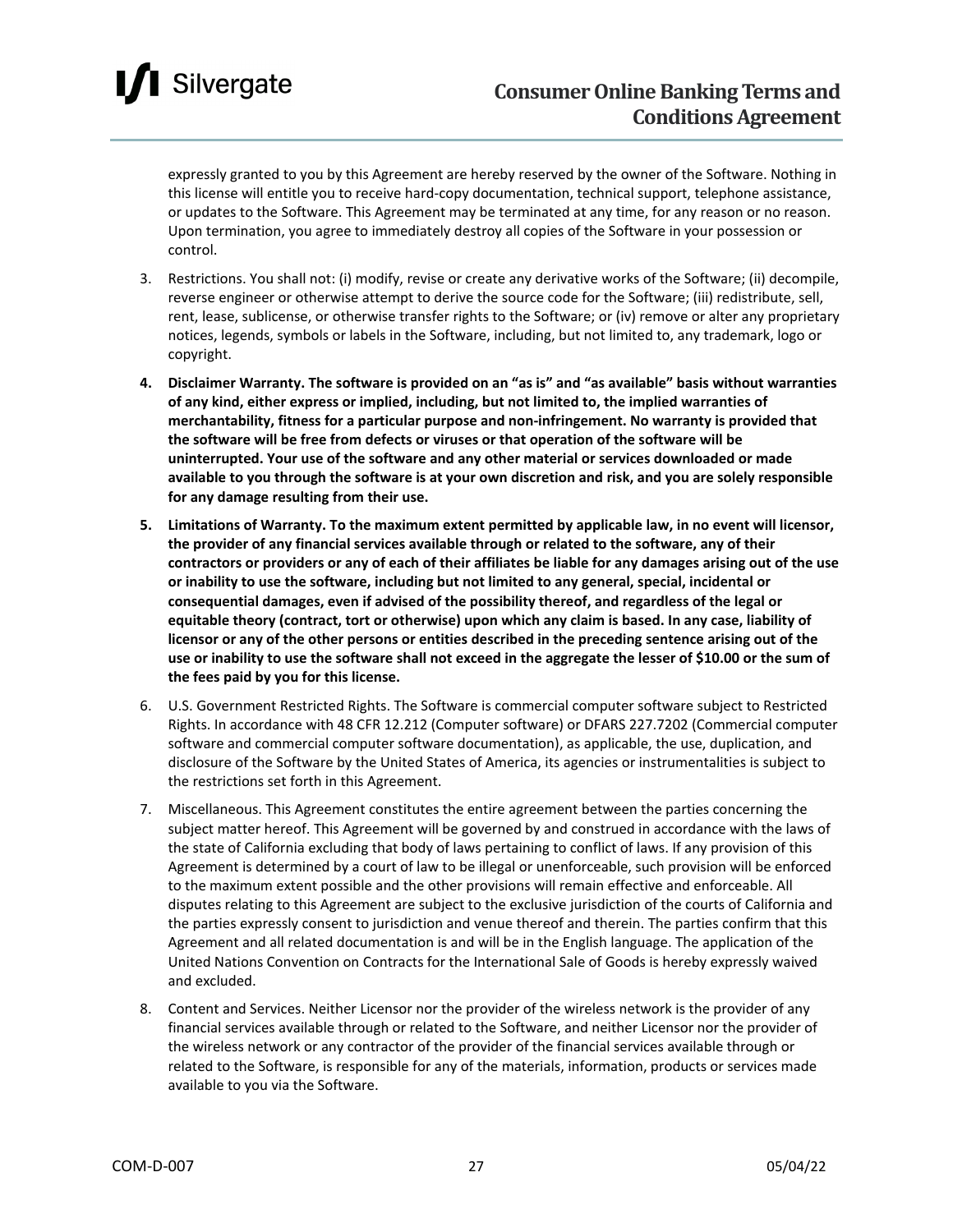expressly granted to you by this Agreement are hereby reserved by the owner of the Software. Nothing in this license will entitle you to receive hard-copy documentation, technical support, telephone assistance, or updates to the Software. This Agreement may be terminated at any time, for any reason or no reason. Upon termination, you agree to immediately destroy all copies of the Software in your possession or control.

3. Restrictions. You shall not: (i) modify, revise or create any derivative works of the Software; (ii) decompile, reverse engineer or otherwise attempt to derive the source code for the Software; (iii) redistribute, sell, rent, lease, sublicense, or otherwise transfer rights to the Software; or (iv) remove or alter any proprietary notices, legends, symbols or labels in the Software, including, but not limited to, any trademark, logo or copyright.

4. **Disclaimer Warranty. The software is provided on an "as is" and "as available" basis without warranties of any kind, either express or implied, including, but not limited to, the implied warranties of merchantability, fitness for a particular purpose and non-infringement. No warranty is provided that the software will be free from defects or viruses or that operation of the software will be uninterrupted. Your use of the software and any other material or services downloaded or made available to you through the software is at your own discretion and risk, and you are solely responsible for any damage resulting from their use.**

5. **Limitations of Warranty. To the maximum extent permitted by applicable law, in no event will licensor, the provider of any financial services available through or related to the software, any of their contractors or providers or any of each of their affiliates be liable for any damages arising out of the use or inability to use the software, including but not limited to any general, special, incidental or consequential damages, even if advised of the possibility thereof, and regardless of the legal or equitable theory (contract, tort or otherwise) upon which any claim is based. In any case, liability of licensor or any of the other persons or entities described in the preceding sentence arising out of the use or inability to use the software shall not exceed in the aggregate the lesser of $10.00 or the sum of the fees paid by you for this license.**

6. U.S. Government Restricted Rights. The Software is commercial computer software subject to Restricted Rights. In accordance with 48 CFR 12.212 (Computer software) or DFARS 227.7202 (Commercial computer software and commercial computer software documentation), as applicable, the use, duplication, and disclosure of the Software by the United States of America, its agencies or instrumentalities is subject to the restrictions set forth in this Agreement.

7. Miscellaneous. This Agreement constitutes the entire agreement between the parties concerning the subject matter hereof. This Agreement will be governed by and construed in accordance with the laws of the state of California excluding that body of laws pertaining to conflict of laws. If any provision of this Agreement is determined by a court of law to be illegal or unenforceable, such provision will be enforced to the maximum extent possible and the other provisions will remain effective and enforceable. All disputes relating to this Agreement are subject to the exclusive jurisdiction of the courts of California and the parties expressly consent to jurisdiction and venue thereof and therein. The parties confirm that this Agreement and all related documentation is and will be in the English language. The application of the United Nations Convention on Contracts for the International Sale of Goods is hereby expressly waived and excluded.

8. Content and Services. Neither Licensor nor the provider of the wireless network is the provider of any financial services available through or related to the Software, and neither Licensor nor the provider of the wireless network or any contractor of the provider of the financial services available through or related to the Software, is responsible for any of the materials, information, products or services made available to you via the Software.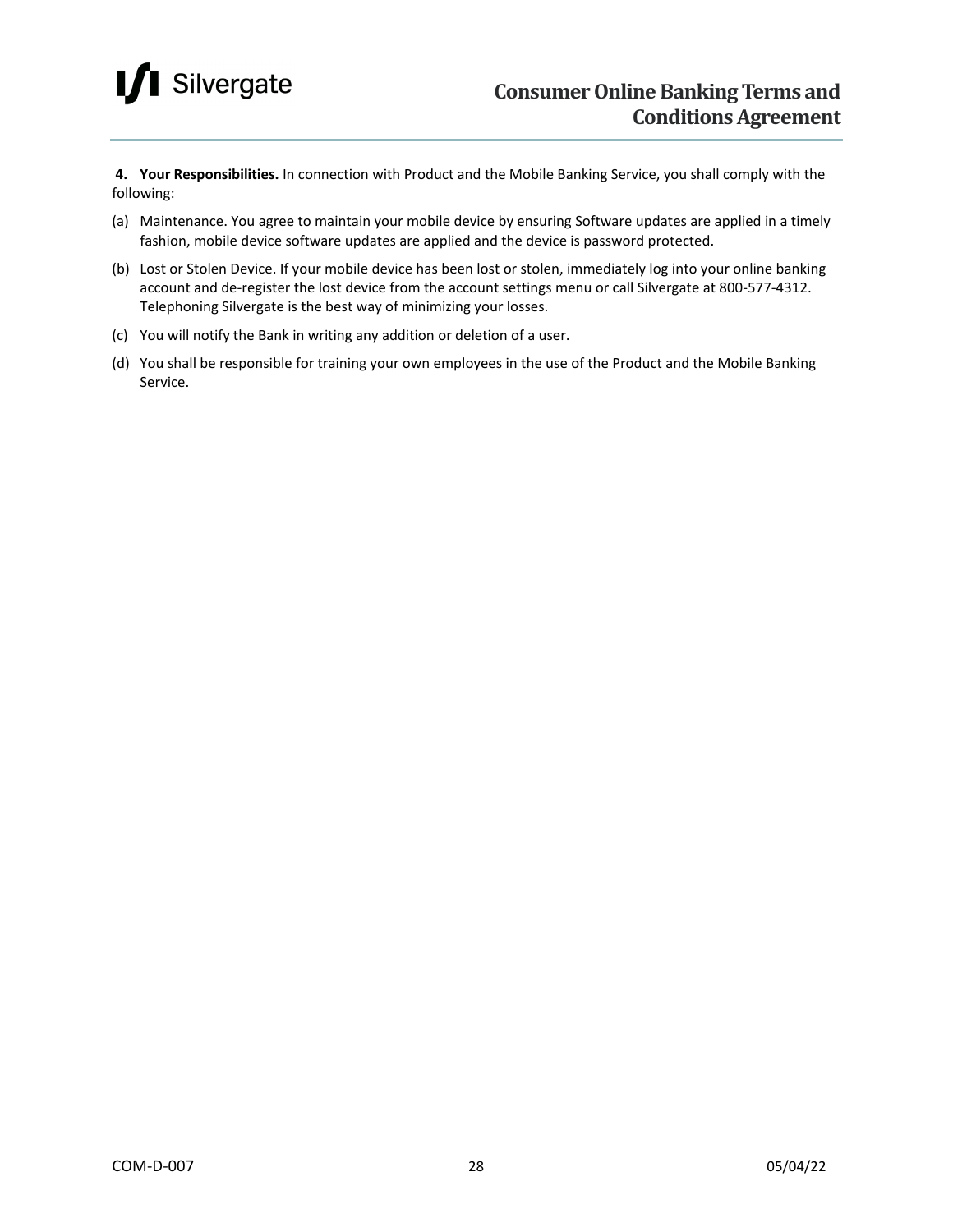**4. Your Responsibilities.** In connection with Product and the Mobile Banking Service, you shall comply with the following:

(a) Maintenance. You agree to maintain your mobile device by ensuring Software updates are applied in a timely fashion, mobile device software updates are applied and the device is password protected.

(b) Lost or Stolen Device. If your mobile device has been lost or stolen, immediately log into your online banking account and de-register the lost device from the account settings menu or call Silvergate at 800-577-4312. Telephoning Silvergate is the best way of minimizing your losses.

(c) You will notify the Bank in writing any addition or deletion of a user.

(d) You shall be responsible for training your own employees in the use of the Product and the Mobile Banking Service.